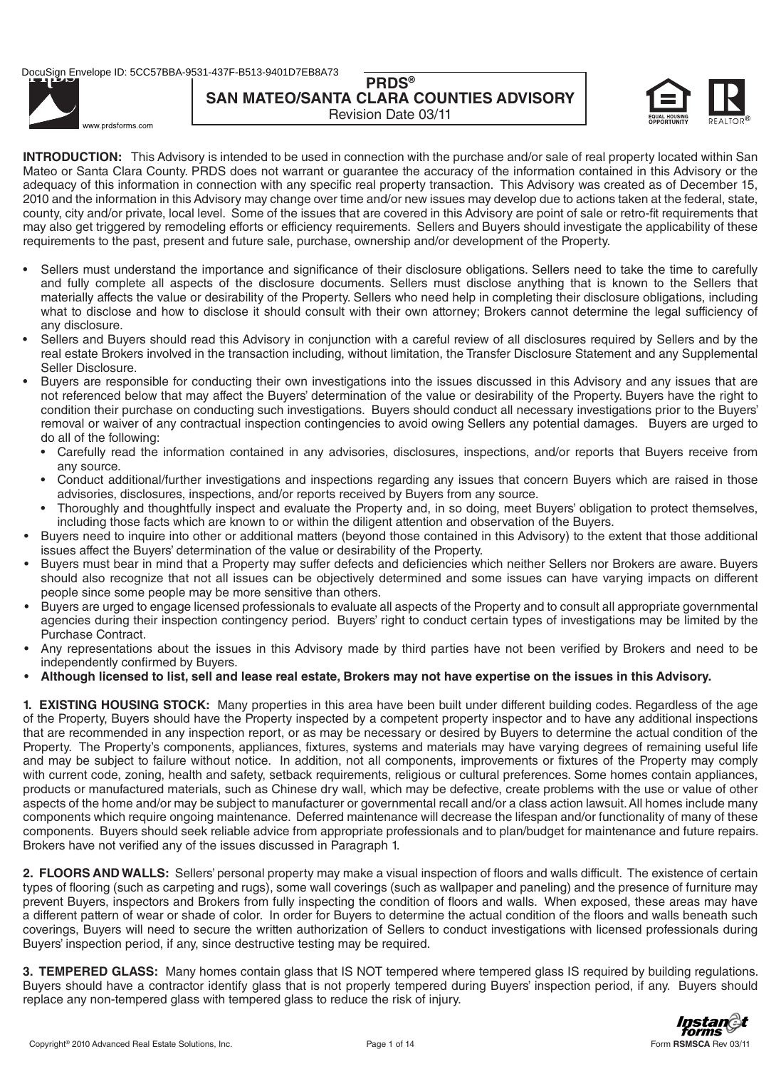# PRDS®
# SAN MATEO/SANTA CLARA COUNTIES ADVISORY

Revision Date 03/11

**INTRODUCTION:** This Advisory is intended to be used in connection with the purchase and/or sale of real property located within San Mateo or Santa Clara County. PRDS does not warrant or guarantee the accuracy of the information contained in this Advisory or the adequacy of this information in connection with any specific real property transaction. This Advisory was created as of December 15, 2010 and the information in this Advisory may change over time and/or new issues may develop due to actions taken at the federal, state, county, city and/or private, local level. Some of the issues that are covered in this Advisory are point of sale or retro-fit requirements that may also get triggered by remodeling efforts or efficiency requirements. Sellers and Buyers should investigate the applicability of these requirements to the past, present and future sale, purchase, ownership and/or development of the Property.

- Sellers must understand the importance and significance of their disclosure obligations. Sellers need to take the time to carefully and fully complete all aspects of the disclosure documents. Sellers must disclose anything that is known to the Sellers that materially affects the value or desirability of the Property. Sellers who need help in completing their disclosure obligations, including what to disclose and how to disclose it should consult with their own attorney; Brokers cannot determine the legal sufficiency of any disclosure.
- Sellers and Buyers should read this Advisory in conjunction with a careful review of all disclosures required by Sellers and by the real estate Brokers involved in the transaction including, without limitation, the Transfer Disclosure Statement and any Supplemental Seller Disclosure.
- Buyers are responsible for conducting their own investigations into the issues discussed in this Advisory and any issues that are not referenced below that may affect the Buyers' determination of the value or desirability of the Property. Buyers have the right to condition their purchase on conducting such investigations. Buyers should conduct all necessary investigations prior to the Buyers' removal or waiver of any contractual inspection contingencies to avoid owing Sellers any potential damages. Buyers are urged to do all of the following:
  - Carefully read the information contained in any advisories, disclosures, inspections, and/or reports that Buyers receive from any source.
  - Conduct additional/further investigations and inspections regarding any issues that concern Buyers which are raised in those advisories, disclosures, inspections, and/or reports received by Buyers from any source.
  - Thoroughly and thoughtfully inspect and evaluate the Property and, in so doing, meet Buyers' obligation to protect themselves, including those facts which are known to or within the diligent attention and observation of the Buyers.
- Buyers need to inquire into other or additional matters (beyond those contained in this Advisory) to the extent that those additional issues affect the Buyers' determination of the value or desirability of the Property.
- Buyers must bear in mind that a Property may suffer defects and deficiencies which neither Sellers nor Brokers are aware. Buyers should also recognize that not all issues can be objectively determined and some issues can have varying impacts on different people since some people may be more sensitive than others.
- Buyers are urged to engage licensed professionals to evaluate all aspects of the Property and to consult all appropriate governmental agencies during their inspection contingency period. Buyers' right to conduct certain types of investigations may be limited by the Purchase Contract.
- Any representations about the issues in this Advisory made by third parties have not been verified by Brokers and need to be independently confirmed by Buyers.
- **Although licensed to list, sell and lease real estate, Brokers may not have expertise on the issues in this Advisory.**

**1. EXISTING HOUSING STOCK:** Many properties in this area have been built under different building codes. Regardless of the age of the Property, Buyers should have the Property inspected by a competent property inspector and to have any additional inspections that are recommended in any inspection report, or as may be necessary or desired by Buyers to determine the actual condition of the Property. The Property's components, appliances, fixtures, systems and materials may have varying degrees of remaining useful life and may be subject to failure without notice. In addition, not all components, improvements or fixtures of the Property may comply with current code, zoning, health and safety, setback requirements, religious or cultural preferences. Some homes contain appliances, products or manufactured materials, such as Chinese dry wall, which may be defective, create problems with the use or value of other aspects of the home and/or may be subject to manufacturer or governmental recall and/or a class action lawsuit. All homes include many components which require ongoing maintenance. Deferred maintenance will decrease the lifespan and/or functionality of many of these components. Buyers should seek reliable advice from appropriate professionals and to plan/budget for maintenance and future repairs. Brokers have not verified any of the issues discussed in Paragraph 1.

**2. FLOORS AND WALLS:** Sellers' personal property may make a visual inspection of floors and walls difficult. The existence of certain types of flooring (such as carpeting and rugs), some wall coverings (such as wallpaper and paneling) and the presence of furniture may prevent Buyers, inspectors and Brokers from fully inspecting the condition of floors and walls. When exposed, these areas may have a different pattern of wear or shade of color. In order for Buyers to determine the actual condition of the floors and walls beneath such coverings, Buyers will need to secure the written authorization of Sellers to conduct investigations with licensed professionals during Buyers' inspection period, if any, since destructive testing may be required.

**3. TEMPERED GLASS:** Many homes contain glass that IS NOT tempered where tempered glass IS required by building regulations. Buyers should have a contractor identify glass that is not properly tempered during Buyers' inspection period, if any. Buyers should replace any non-tempered glass with tempered glass to reduce the risk of injury.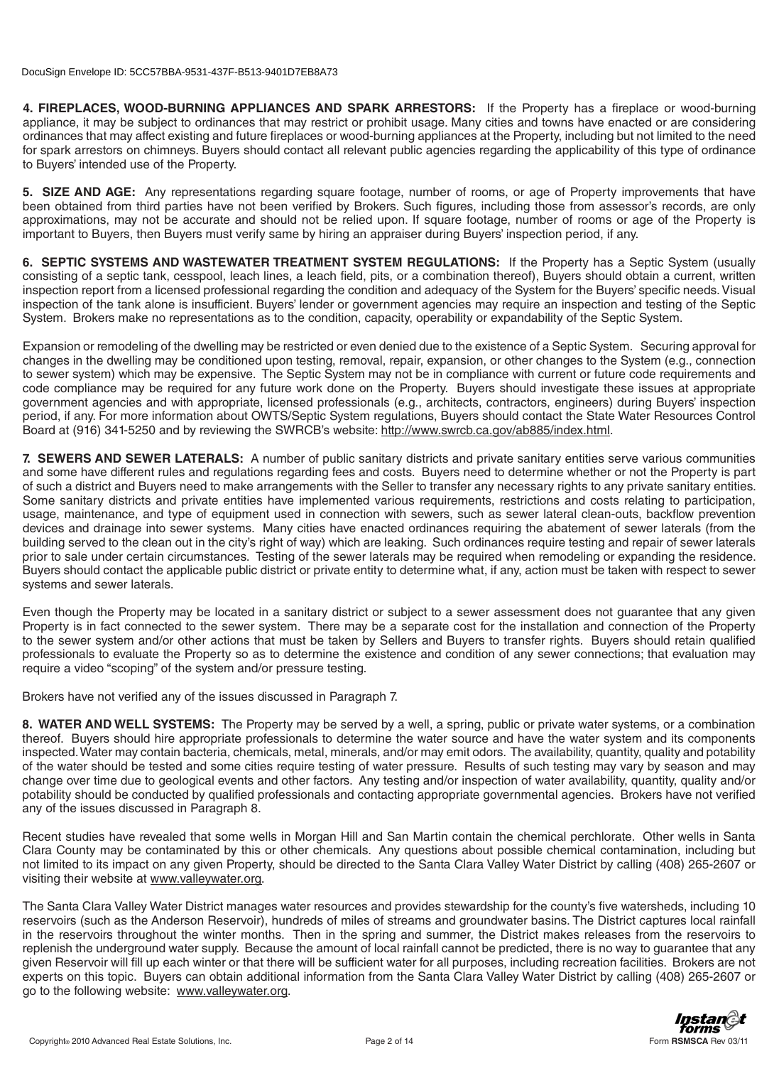**4. FIREPLACES, WOOD-BURNING APPLIANCES AND SPARK ARRESTORS:** If the Property has a fireplace or wood-burning appliance, it may be subject to ordinances that may restrict or prohibit usage. Many cities and towns have enacted or are considering ordinances that may affect existing and future fireplaces or wood-burning appliances at the Property, including but not limited to the need for spark arrestors on chimneys. Buyers should contact all relevant public agencies regarding the applicability of this type of ordinance to Buyers' intended use of the Property.

**5. SIZE AND AGE:** Any representations regarding square footage, number of rooms, or age of Property improvements that have been obtained from third parties have not been verified by Brokers. Such figures, including those from assessor's records, are only approximations, may not be accurate and should not be relied upon. If square footage, number of rooms or age of the Property is important to Buyers, then Buyers must verify same by hiring an appraiser during Buyers' inspection period, if any.

**6. SEPTIC SYSTEMS AND WASTEWATER TREATMENT SYSTEM REGULATIONS:** If the Property has a Septic System (usually consisting of a septic tank, cesspool, leach lines, a leach field, pits, or a combination thereof), Buyers should obtain a current, written inspection report from a licensed professional regarding the condition and adequacy of the System for the Buyers' specific needs. Visual inspection of the tank alone is insufficient. Buyers' lender or government agencies may require an inspection and testing of the Septic System. Brokers make no representations as to the condition, capacity, operability or expandability of the Septic System.

Expansion or remodeling of the dwelling may be restricted or even denied due to the existence of a Septic System. Securing approval for changes in the dwelling may be conditioned upon testing, removal, repair, expansion, or other changes to the System (e.g., connection to sewer system) which may be expensive. The Septic System may not be in compliance with current or future code requirements and code compliance may be required for any future work done on the Property. Buyers should investigate these issues at appropriate government agencies and with appropriate, licensed professionals (e.g., architects, contractors, engineers) during Buyers' inspection period, if any. For more information about OWTS/Septic System regulations, Buyers should contact the State Water Resources Control Board at (916) 341-5250 and by reviewing the SWRCB's website: http://www.swrcb.ca.gov/ab885/index.html.

**7. SEWERS AND SEWER LATERALS:** A number of public sanitary districts and private sanitary entities serve various communities and some have different rules and regulations regarding fees and costs. Buyers need to determine whether or not the Property is part of such a district and Buyers need to make arrangements with the Seller to transfer any necessary rights to any private sanitary entities. Some sanitary districts and private entities have implemented various requirements, restrictions and costs relating to participation, usage, maintenance, and type of equipment used in connection with sewers, such as sewer lateral clean-outs, backflow prevention devices and drainage into sewer systems. Many cities have enacted ordinances requiring the abatement of sewer laterals (from the building served to the clean out in the city's right of way) which are leaking. Such ordinances require testing and repair of sewer laterals prior to sale under certain circumstances. Testing of the sewer laterals may be required when remodeling or expanding the residence. Buyers should contact the applicable public district or private entity to determine what, if any, action must be taken with respect to sewer systems and sewer laterals.

Even though the Property may be located in a sanitary district or subject to a sewer assessment does not guarantee that any given Property is in fact connected to the sewer system. There may be a separate cost for the installation and connection of the Property to the sewer system and/or other actions that must be taken by Sellers and Buyers to transfer rights. Buyers should retain qualified professionals to evaluate the Property so as to determine the existence and condition of any sewer connections; that evaluation may require a video "scoping" of the system and/or pressure testing.

Brokers have not verified any of the issues discussed in Paragraph 7.

**8. WATER AND WELL SYSTEMS:** The Property may be served by a well, a spring, public or private water systems, or a combination thereof. Buyers should hire appropriate professionals to determine the water source and have the water system and its components inspected. Water may contain bacteria, chemicals, metal, minerals, and/or may emit odors. The availability, quantity, quality and potability of the water should be tested and some cities require testing of water pressure. Results of such testing may vary by season and may change over time due to geological events and other factors. Any testing and/or inspection of water availability, quantity, quality and/or potability should be conducted by qualified professionals and contacting appropriate governmental agencies. Brokers have not verified any of the issues discussed in Paragraph 8.

Recent studies have revealed that some wells in Morgan Hill and San Martin contain the chemical perchlorate. Other wells in Santa Clara County may be contaminated by this or other chemicals. Any questions about possible chemical contamination, including but not limited to its impact on any given Property, should be directed to the Santa Clara Valley Water District by calling (408) 265-2607 or visiting their website at www.valleywater.org.

The Santa Clara Valley Water District manages water resources and provides stewardship for the county's five watersheds, including 10 reservoirs (such as the Anderson Reservoir), hundreds of miles of streams and groundwater basins. The District captures local rainfall in the reservoirs throughout the winter months. Then in the spring and summer, the District makes releases from the reservoirs to replenish the underground water supply. Because the amount of local rainfall cannot be predicted, there is no way to guarantee that any given Reservoir will fill up each winter or that there will be sufficient water for all purposes, including recreation facilities. Brokers are not experts on this topic. Buyers can obtain additional information from the Santa Clara Valley Water District by calling (408) 265-2607 or go to the following website: www.valleywater.org.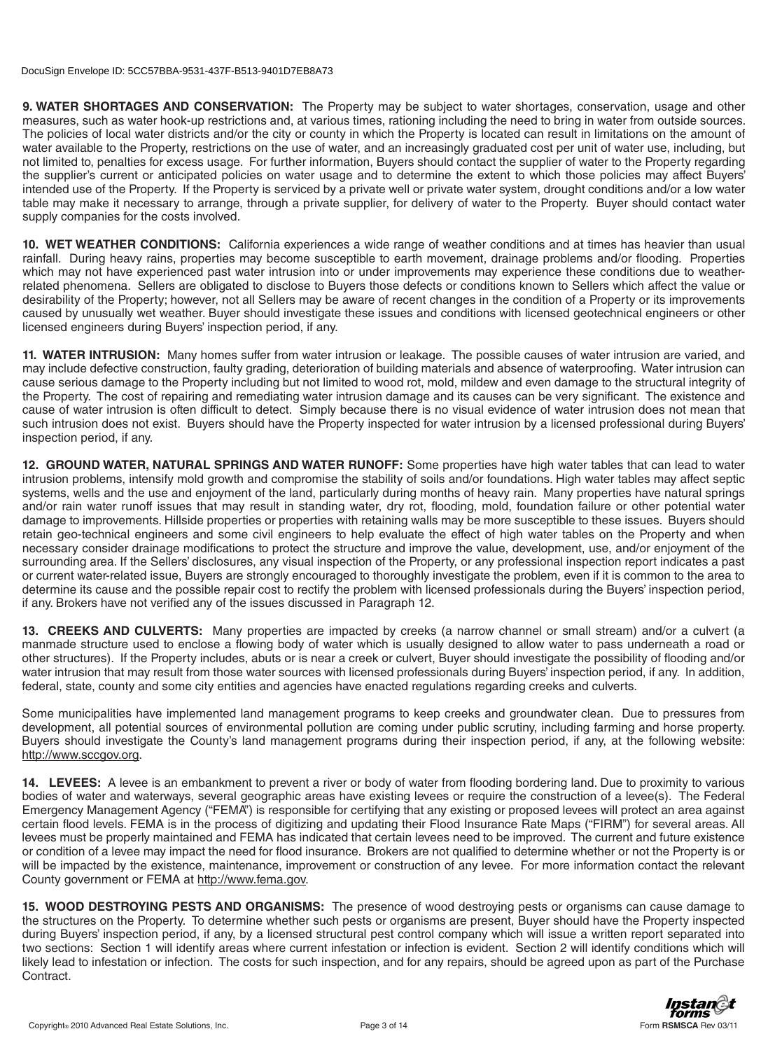**9. WATER SHORTAGES AND CONSERVATION:** The Property may be subject to water shortages, conservation, usage and other measures, such as water hook-up restrictions and, at various times, rationing including the need to bring in water from outside sources. The policies of local water districts and/or the city or county in which the Property is located can result in limitations on the amount of water available to the Property, restrictions on the use of water, and an increasingly graduated cost per unit of water use, including, but not limited to, penalties for excess usage. For further information, Buyers should contact the supplier of water to the Property regarding the supplier's current or anticipated policies on water usage and to determine the extent to which those policies may affect Buyers' intended use of the Property. If the Property is serviced by a private well or private water system, drought conditions and/or a low water table may make it necessary to arrange, through a private supplier, for delivery of water to the Property. Buyer should contact water supply companies for the costs involved.

**10. WET WEATHER CONDITIONS:** California experiences a wide range of weather conditions and at times has heavier than usual rainfall. During heavy rains, properties may become susceptible to earth movement, drainage problems and/or flooding. Properties which may not have experienced past water intrusion into or under improvements may experience these conditions due to weather-related phenomena. Sellers are obligated to disclose to Buyers those defects or conditions known to Sellers which affect the value or desirability of the Property; however, not all Sellers may be aware of recent changes in the condition of a Property or its improvements caused by unusually wet weather. Buyer should investigate these issues and conditions with licensed geotechnical engineers or other licensed engineers during Buyers' inspection period, if any.

**11. WATER INTRUSION:** Many homes suffer from water intrusion or leakage. The possible causes of water intrusion are varied, and may include defective construction, faulty grading, deterioration of building materials and absence of waterproofing. Water intrusion can cause serious damage to the Property including but not limited to wood rot, mold, mildew and even damage to the structural integrity of the Property. The cost of repairing and remediating water intrusion damage and its causes can be very significant. The existence and cause of water intrusion is often difficult to detect. Simply because there is no visual evidence of water intrusion does not mean that such intrusion does not exist. Buyers should have the Property inspected for water intrusion by a licensed professional during Buyers' inspection period, if any.

**12. GROUND WATER, NATURAL SPRINGS AND WATER RUNOFF:** Some properties have high water tables that can lead to water intrusion problems, intensify mold growth and compromise the stability of soils and/or foundations. High water tables may affect septic systems, wells and the use and enjoyment of the land, particularly during months of heavy rain. Many properties have natural springs and/or rain water runoff issues that may result in standing water, dry rot, flooding, mold, foundation failure or other potential water damage to improvements. Hillside properties or properties with retaining walls may be more susceptible to these issues. Buyers should retain geo-technical engineers and some civil engineers to help evaluate the effect of high water tables on the Property and when necessary consider drainage modifications to protect the structure and improve the value, development, use, and/or enjoyment of the surrounding area. If the Sellers' disclosures, any visual inspection of the Property, or any professional inspection report indicates a past or current water-related issue, Buyers are strongly encouraged to thoroughly investigate the problem, even if it is common to the area to determine its cause and the possible repair cost to rectify the problem with licensed professionals during the Buyers' inspection period, if any. Brokers have not verified any of the issues discussed in Paragraph 12.

**13. CREEKS AND CULVERTS:** Many properties are impacted by creeks (a narrow channel or small stream) and/or a culvert (a manmade structure used to enclose a flowing body of water which is usually designed to allow water to pass underneath a road or other structures). If the Property includes, abuts or is near a creek or culvert, Buyer should investigate the possibility of flooding and/or water intrusion that may result from those water sources with licensed professionals during Buyers' inspection period, if any. In addition, federal, state, county and some city entities and agencies have enacted regulations regarding creeks and culverts.

Some municipalities have implemented land management programs to keep creeks and groundwater clean. Due to pressures from development, all potential sources of environmental pollution are coming under public scrutiny, including farming and horse property. Buyers should investigate the County's land management programs during their inspection period, if any, at the following website: http://www.sccgov.org.

**14. LEVEES:** A levee is an embankment to prevent a river or body of water from flooding bordering land. Due to proximity to various bodies of water and waterways, several geographic areas have existing levees or require the construction of a levee(s). The Federal Emergency Management Agency ("FEMA") is responsible for certifying that any existing or proposed levees will protect an area against certain flood levels. FEMA is in the process of digitizing and updating their Flood Insurance Rate Maps ("FIRM") for several areas. All levees must be properly maintained and FEMA has indicated that certain levees need to be improved. The current and future existence or condition of a levee may impact the need for flood insurance. Brokers are not qualified to determine whether or not the Property is or will be impacted by the existence, maintenance, improvement or construction of any levee. For more information contact the relevant County government or FEMA at http://www.fema.gov.

**15. WOOD DESTROYING PESTS AND ORGANISMS:** The presence of wood destroying pests or organisms can cause damage to the structures on the Property. To determine whether such pests or organisms are present, Buyer should have the Property inspected during Buyers' inspection period, if any, by a licensed structural pest control company which will issue a written report separated into two sections: Section 1 will identify areas where current infestation or infection is evident. Section 2 will identify conditions which will likely lead to infestation or infection. The costs for such inspection, and for any repairs, should be agreed upon as part of the Purchase Contract.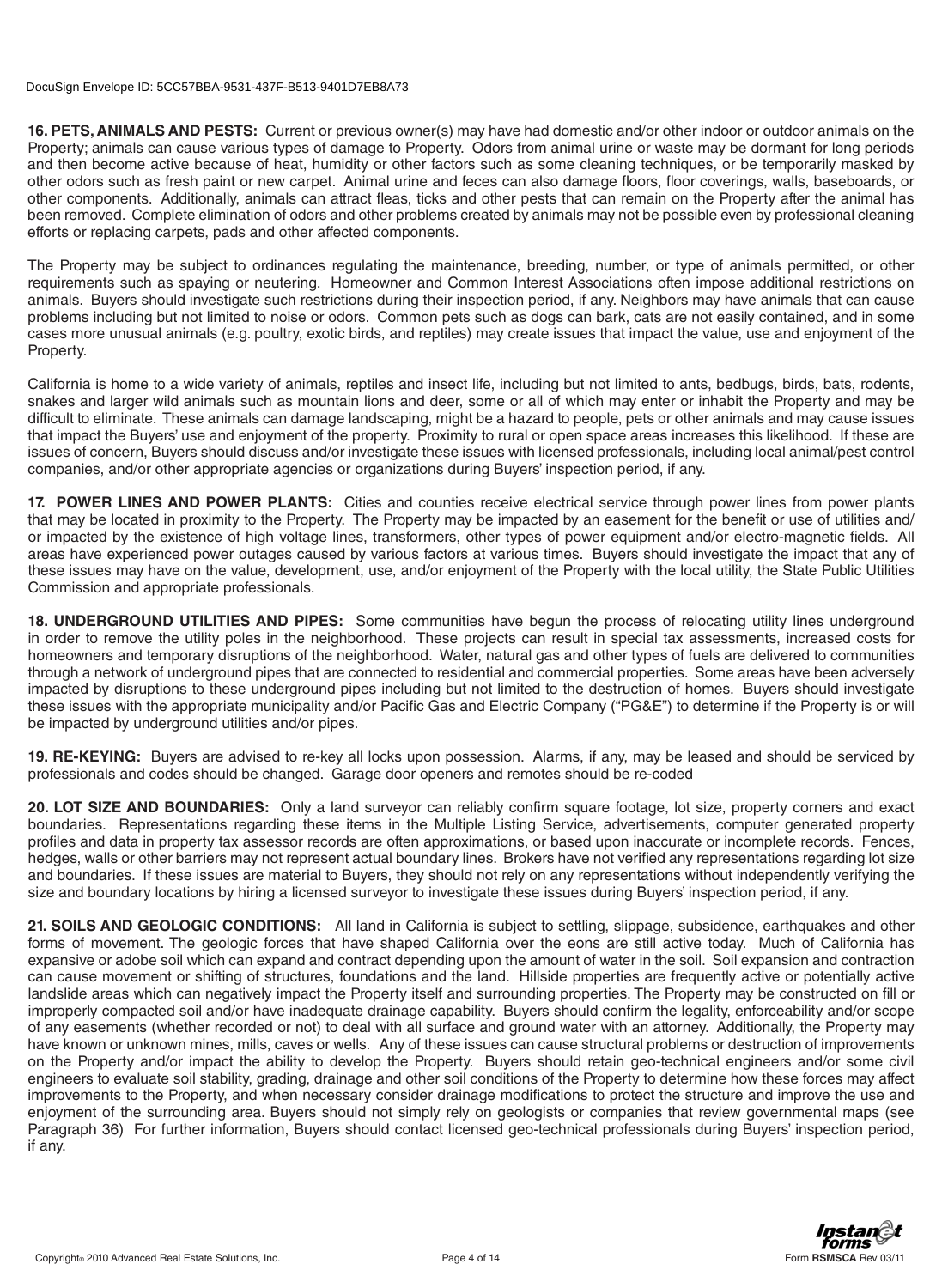**16. PETS, ANIMALS AND PESTS:** Current or previous owner(s) may have had domestic and/or other indoor or outdoor animals on the Property; animals can cause various types of damage to Property. Odors from animal urine or waste may be dormant for long periods and then become active because of heat, humidity or other factors such as some cleaning techniques, or be temporarily masked by other odors such as fresh paint or new carpet. Animal urine and feces can also damage floors, floor coverings, walls, baseboards, or other components. Additionally, animals can attract fleas, ticks and other pests that can remain on the Property after the animal has been removed. Complete elimination of odors and other problems created by animals may not be possible even by professional cleaning efforts or replacing carpets, pads and other affected components.

The Property may be subject to ordinances regulating the maintenance, breeding, number, or type of animals permitted, or other requirements such as spaying or neutering. Homeowner and Common Interest Associations often impose additional restrictions on animals. Buyers should investigate such restrictions during their inspection period, if any. Neighbors may have animals that can cause problems including but not limited to noise or odors. Common pets such as dogs can bark, cats are not easily contained, and in some cases more unusual animals (e.g. poultry, exotic birds, and reptiles) may create issues that impact the value, use and enjoyment of the Property.

California is home to a wide variety of animals, reptiles and insect life, including but not limited to ants, bedbugs, birds, bats, rodents, snakes and larger wild animals such as mountain lions and deer, some or all of which may enter or inhabit the Property and may be difficult to eliminate. These animals can damage landscaping, might be a hazard to people, pets or other animals and may cause issues that impact the Buyers' use and enjoyment of the property. Proximity to rural or open space areas increases this likelihood. If these are issues of concern, Buyers should discuss and/or investigate these issues with licensed professionals, including local animal/pest control companies, and/or other appropriate agencies or organizations during Buyers' inspection period, if any.

**17. POWER LINES AND POWER PLANTS:** Cities and counties receive electrical service through power lines from power plants that may be located in proximity to the Property. The Property may be impacted by an easement for the benefit or use of utilities and/or impacted by the existence of high voltage lines, transformers, other types of power equipment and/or electro-magnetic fields. All areas have experienced power outages caused by various factors at various times. Buyers should investigate the impact that any of these issues may have on the value, development, use, and/or enjoyment of the Property with the local utility, the State Public Utilities Commission and appropriate professionals.

**18. UNDERGROUND UTILITIES AND PIPES:** Some communities have begun the process of relocating utility lines underground in order to remove the utility poles in the neighborhood. These projects can result in special tax assessments, increased costs for homeowners and temporary disruptions of the neighborhood. Water, natural gas and other types of fuels are delivered to communities through a network of underground pipes that are connected to residential and commercial properties. Some areas have been adversely impacted by disruptions to these underground pipes including but not limited to the destruction of homes. Buyers should investigate these issues with the appropriate municipality and/or Pacific Gas and Electric Company ("PG&E") to determine if the Property is or will be impacted by underground utilities and/or pipes.

**19. RE-KEYING:** Buyers are advised to re-key all locks upon possession. Alarms, if any, may be leased and should be serviced by professionals and codes should be changed. Garage door openers and remotes should be re-coded

**20. LOT SIZE AND BOUNDARIES:** Only a land surveyor can reliably confirm square footage, lot size, property corners and exact boundaries. Representations regarding these items in the Multiple Listing Service, advertisements, computer generated property profiles and data in property tax assessor records are often approximations, or based upon inaccurate or incomplete records. Fences, hedges, walls or other barriers may not represent actual boundary lines. Brokers have not verified any representations regarding lot size and boundaries. If these issues are material to Buyers, they should not rely on any representations without independently verifying the size and boundary locations by hiring a licensed surveyor to investigate these issues during Buyers' inspection period, if any.

**21. SOILS AND GEOLOGIC CONDITIONS:** All land in California is subject to settling, slippage, subsidence, earthquakes and other forms of movement. The geologic forces that have shaped California over the eons are still active today. Much of California has expansive or adobe soil which can expand and contract depending upon the amount of water in the soil. Soil expansion and contraction can cause movement or shifting of structures, foundations and the land. Hillside properties are frequently active or potentially active landslide areas which can negatively impact the Property itself and surrounding properties. The Property may be constructed on fill or improperly compacted soil and/or have inadequate drainage capability. Buyers should confirm the legality, enforceability and/or scope of any easements (whether recorded or not) to deal with all surface and ground water with an attorney. Additionally, the Property may have known or unknown mines, mills, caves or wells. Any of these issues can cause structural problems or destruction of improvements on the Property and/or impact the ability to develop the Property. Buyers should retain geo-technical engineers and/or some civil engineers to evaluate soil stability, grading, drainage and other soil conditions of the Property to determine how these forces may affect improvements to the Property, and when necessary consider drainage modifications to protect the structure and improve the use and enjoyment of the surrounding area. Buyers should not simply rely on geologists or companies that review governmental maps (see Paragraph 36) For further information, Buyers should contact licensed geo-technical professionals during Buyers' inspection period, if any.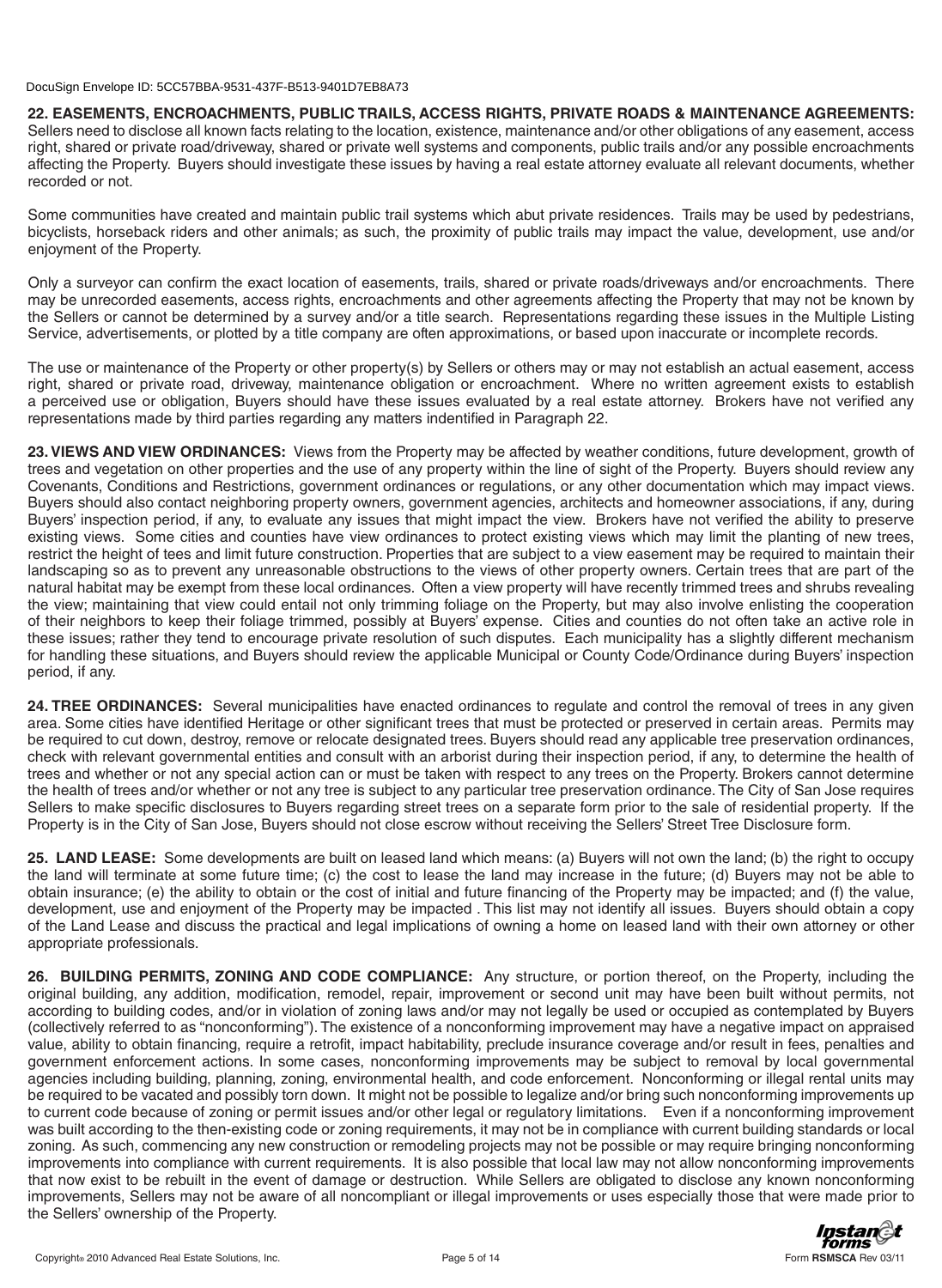**22. EASEMENTS, ENCROACHMENTS, PUBLIC TRAILS, ACCESS RIGHTS, PRIVATE ROADS & MAINTENANCE AGREEMENTS:** Sellers need to disclose all known facts relating to the location, existence, maintenance and/or other obligations of any easement, access right, shared or private road/driveway, shared or private well systems and components, public trails and/or any possible encroachments affecting the Property. Buyers should investigate these issues by having a real estate attorney evaluate all relevant documents, whether recorded or not.

Some communities have created and maintain public trail systems which abut private residences. Trails may be used by pedestrians, bicyclists, horseback riders and other animals; as such, the proximity of public trails may impact the value, development, use and/or enjoyment of the Property.

Only a surveyor can confirm the exact location of easements, trails, shared or private roads/driveways and/or encroachments. There may be unrecorded easements, access rights, encroachments and other agreements affecting the Property that may not be known by the Sellers or cannot be determined by a survey and/or a title search. Representations regarding these issues in the Multiple Listing Service, advertisements, or plotted by a title company are often approximations, or based upon inaccurate or incomplete records.

The use or maintenance of the Property or other property(s) by Sellers or others may or may not establish an actual easement, access right, shared or private road, driveway, maintenance obligation or encroachment. Where no written agreement exists to establish a perceived use or obligation, Buyers should have these issues evaluated by a real estate attorney. Brokers have not verified any representations made by third parties regarding any matters indentified in Paragraph 22.

**23. VIEWS AND VIEW ORDINANCES:** Views from the Property may be affected by weather conditions, future development, growth of trees and vegetation on other properties and the use of any property within the line of sight of the Property. Buyers should review any Covenants, Conditions and Restrictions, government ordinances or regulations, or any other documentation which may impact views. Buyers should also contact neighboring property owners, government agencies, architects and homeowner associations, if any, during Buyers' inspection period, if any, to evaluate any issues that might impact the view. Brokers have not verified the ability to preserve existing views. Some cities and counties have view ordinances to protect existing views which may limit the planting of new trees, restrict the height of tees and limit future construction. Properties that are subject to a view easement may be required to maintain their landscaping so as to prevent any unreasonable obstructions to the views of other property owners. Certain trees that are part of the natural habitat may be exempt from these local ordinances. Often a view property will have recently trimmed trees and shrubs revealing the view; maintaining that view could entail not only trimming foliage on the Property, but may also involve enlisting the cooperation of their neighbors to keep their foliage trimmed, possibly at Buyers' expense. Cities and counties do not often take an active role in these issues; rather they tend to encourage private resolution of such disputes. Each municipality has a slightly different mechanism for handling these situations, and Buyers should review the applicable Municipal or County Code/Ordinance during Buyers' inspection period, if any.

**24. TREE ORDINANCES:** Several municipalities have enacted ordinances to regulate and control the removal of trees in any given area. Some cities have identified Heritage or other significant trees that must be protected or preserved in certain areas. Permits may be required to cut down, destroy, remove or relocate designated trees. Buyers should read any applicable tree preservation ordinances, check with relevant governmental entities and consult with an arborist during their inspection period, if any, to determine the health of trees and whether or not any special action can or must be taken with respect to any trees on the Property. Brokers cannot determine the health of trees and/or whether or not any tree is subject to any particular tree preservation ordinance. The City of San Jose requires Sellers to make specific disclosures to Buyers regarding street trees on a separate form prior to the sale of residential property. If the Property is in the City of San Jose, Buyers should not close escrow without receiving the Sellers' Street Tree Disclosure form.

**25. LAND LEASE:** Some developments are built on leased land which means: (a) Buyers will not own the land; (b) the right to occupy the land will terminate at some future time; (c) the cost to lease the land may increase in the future; (d) Buyers may not be able to obtain insurance; (e) the ability to obtain or the cost of initial and future financing of the Property may be impacted; and (f) the value, development, use and enjoyment of the Property may be impacted . This list may not identify all issues. Buyers should obtain a copy of the Land Lease and discuss the practical and legal implications of owning a home on leased land with their own attorney or other appropriate professionals.

**26. BUILDING PERMITS, ZONING AND CODE COMPLIANCE:** Any structure, or portion thereof, on the Property, including the original building, any addition, modification, remodel, repair, improvement or second unit may have been built without permits, not according to building codes, and/or in violation of zoning laws and/or may not legally be used or occupied as contemplated by Buyers (collectively referred to as "nonconforming"). The existence of a nonconforming improvement may have a negative impact on appraised value, ability to obtain financing, require a retrofit, impact habitability, preclude insurance coverage and/or result in fees, penalties and government enforcement actions. In some cases, nonconforming improvements may be subject to removal by local governmental agencies including building, planning, zoning, environmental health, and code enforcement. Nonconforming or illegal rental units may be required to be vacated and possibly torn down. It might not be possible to legalize and/or bring such nonconforming improvements up to current code because of zoning or permit issues and/or other legal or regulatory limitations. Even if a nonconforming improvement was built according to the then-existing code or zoning requirements, it may not be in compliance with current building standards or local zoning. As such, commencing any new construction or remodeling projects may not be possible or may require bringing nonconforming improvements into compliance with current requirements. It is also possible that local law may not allow nonconforming improvements that now exist to be rebuilt in the event of damage or destruction. While Sellers are obligated to disclose any known nonconforming improvements, Sellers may not be aware of all noncompliant or illegal improvements or uses especially those that were made prior to the Sellers' ownership of the Property.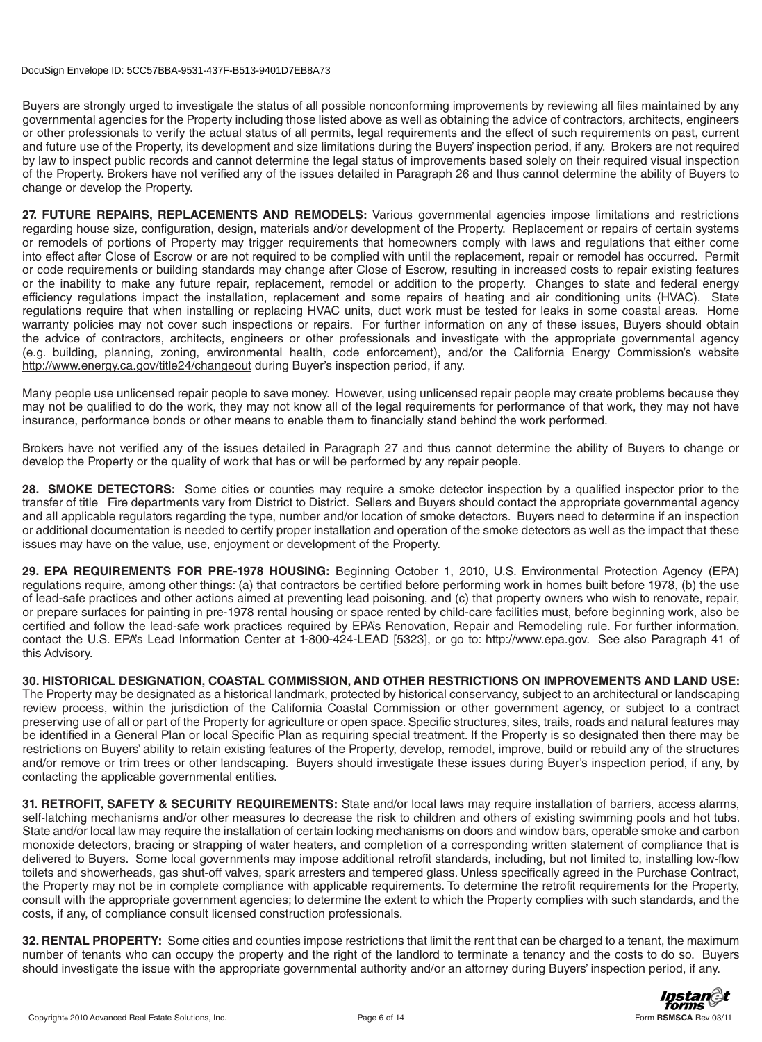Buyers are strongly urged to investigate the status of all possible nonconforming improvements by reviewing all files maintained by any governmental agencies for the Property including those listed above as well as obtaining the advice of contractors, architects, engineers or other professionals to verify the actual status of all permits, legal requirements and the effect of such requirements on past, current and future use of the Property, its development and size limitations during the Buyers' inspection period, if any. Brokers are not required by law to inspect public records and cannot determine the legal status of improvements based solely on their required visual inspection of the Property. Brokers have not verified any of the issues detailed in Paragraph 26 and thus cannot determine the ability of Buyers to change or develop the Property.

**27. FUTURE REPAIRS, REPLACEMENTS AND REMODELS:** Various governmental agencies impose limitations and restrictions regarding house size, configuration, design, materials and/or development of the Property. Replacement or repairs of certain systems or remodels of portions of Property may trigger requirements that homeowners comply with laws and regulations that either come into effect after Close of Escrow or are not required to be complied with until the replacement, repair or remodel has occurred. Permit or code requirements or building standards may change after Close of Escrow, resulting in increased costs to repair existing features or the inability to make any future repair, replacement, remodel or addition to the property. Changes to state and federal energy efficiency regulations impact the installation, replacement and some repairs of heating and air conditioning units (HVAC). State regulations require that when installing or replacing HVAC units, duct work must be tested for leaks in some coastal areas. Home warranty policies may not cover such inspections or repairs. For further information on any of these issues, Buyers should obtain the advice of contractors, architects, engineers or other professionals and investigate with the appropriate governmental agency (e.g. building, planning, zoning, environmental health, code enforcement), and/or the California Energy Commission's website http://www.energy.ca.gov/title24/changeout during Buyer's inspection period, if any.

Many people use unlicensed repair people to save money. However, using unlicensed repair people may create problems because they may not be qualified to do the work, they may not know all of the legal requirements for performance of that work, they may not have insurance, performance bonds or other means to enable them to financially stand behind the work performed.

Brokers have not verified any of the issues detailed in Paragraph 27 and thus cannot determine the ability of Buyers to change or develop the Property or the quality of work that has or will be performed by any repair people.

**28. SMOKE DETECTORS:** Some cities or counties may require a smoke detector inspection by a qualified inspector prior to the transfer of title Fire departments vary from District to District. Sellers and Buyers should contact the appropriate governmental agency and all applicable regulators regarding the type, number and/or location of smoke detectors. Buyers need to determine if an inspection or additional documentation is needed to certify proper installation and operation of the smoke detectors as well as the impact that these issues may have on the value, use, enjoyment or development of the Property.

**29. EPA REQUIREMENTS FOR PRE-1978 HOUSING:** Beginning October 1, 2010, U.S. Environmental Protection Agency (EPA) regulations require, among other things: (a) that contractors be certified before performing work in homes built before 1978, (b) the use of lead-safe practices and other actions aimed at preventing lead poisoning, and (c) that property owners who wish to renovate, repair, or prepare surfaces for painting in pre-1978 rental housing or space rented by child-care facilities must, before beginning work, also be certified and follow the lead-safe work practices required by EPA's Renovation, Repair and Remodeling rule. For further information, contact the U.S. EPA's Lead Information Center at 1-800-424-LEAD [5323], or go to: http://www.epa.gov. See also Paragraph 41 of this Advisory.

**30. HISTORICAL DESIGNATION, COASTAL COMMISSION, AND OTHER RESTRICTIONS ON IMPROVEMENTS AND LAND USE:** The Property may be designated as a historical landmark, protected by historical conservancy, subject to an architectural or landscaping review process, within the jurisdiction of the California Coastal Commission or other government agency, or subject to a contract preserving use of all or part of the Property for agriculture or open space. Specific structures, sites, trails, roads and natural features may be identified in a General Plan or local Specific Plan as requiring special treatment. If the Property is so designated then there may be restrictions on Buyers' ability to retain existing features of the Property, develop, remodel, improve, build or rebuild any of the structures and/or remove or trim trees or other landscaping. Buyers should investigate these issues during Buyer's inspection period, if any, by contacting the applicable governmental entities.

**31. RETROFIT, SAFETY & SECURITY REQUIREMENTS:** State and/or local laws may require installation of barriers, access alarms, self-latching mechanisms and/or other measures to decrease the risk to children and others of existing swimming pools and hot tubs. State and/or local law may require the installation of certain locking mechanisms on doors and window bars, operable smoke and carbon monoxide detectors, bracing or strapping of water heaters, and completion of a corresponding written statement of compliance that is delivered to Buyers. Some local governments may impose additional retrofit standards, including, but not limited to, installing low-flow toilets and showerheads, gas shut-off valves, spark arresters and tempered glass. Unless specifically agreed in the Purchase Contract, the Property may not be in complete compliance with applicable requirements. To determine the retrofit requirements for the Property, consult with the appropriate government agencies; to determine the extent to which the Property complies with such standards, and the costs, if any, of compliance consult licensed construction professionals.

**32. RENTAL PROPERTY:** Some cities and counties impose restrictions that limit the rent that can be charged to a tenant, the maximum number of tenants who can occupy the property and the right of the landlord to terminate a tenancy and the costs to do so. Buyers should investigate the issue with the appropriate governmental authority and/or an attorney during Buyers' inspection period, if any.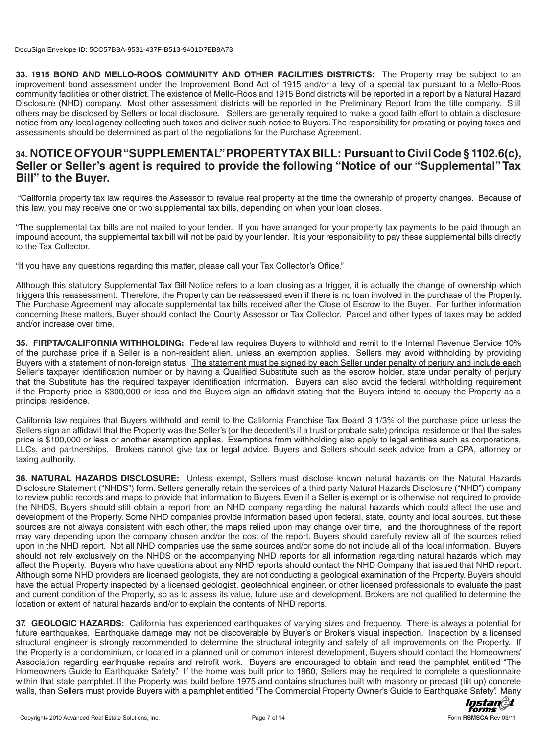**33. 1915 BOND AND MELLO-ROOS COMMUNITY AND OTHER FACILITIES DISTRICTS:** The Property may be subject to an improvement bond assessment under the Improvement Bond Act of 1915 and/or a levy of a special tax pursuant to a Mello-Roos community facilities or other district. The existence of Mello-Roos and 1915 Bond districts will be reported in a report by a Natural Hazard Disclosure (NHD) company. Most other assessment districts will be reported in the Preliminary Report from the title company. Still others may be disclosed by Sellers or local disclosure. Sellers are generally required to make a good faith effort to obtain a disclosure notice from any local agency collecting such taxes and deliver such notice to Buyers. The responsibility for prorating or paying taxes and assessments should be determined as part of the negotiations for the Purchase Agreement.

## 34. NOTICE OF YOUR "SUPPLEMENTAL" PROPERTY TAX BILL: Pursuant to Civil Code § 1102.6(c), Seller or Seller's agent is required to provide the following "Notice of our "Supplemental" Tax Bill" to the Buyer.

"California property tax law requires the Assessor to revalue real property at the time the ownership of property changes. Because of this law, you may receive one or two supplemental tax bills, depending on when your loan closes.

"The supplemental tax bills are not mailed to your lender. If you have arranged for your property tax payments to be paid through an impound account, the supplemental tax bill will not be paid by your lender. It is your responsibility to pay these supplemental bills directly to the Tax Collector.

"If you have any questions regarding this matter, please call your Tax Collector's Office."

Although this statutory Supplemental Tax Bill Notice refers to a loan closing as a trigger, it is actually the change of ownership which triggers this reassessment. Therefore, the Property can be reassessed even if there is no loan involved in the purchase of the Property. The Purchase Agreement may allocate supplemental tax bills received after the Close of Escrow to the Buyer. For further information concerning these matters, Buyer should contact the County Assessor or Tax Collector. Parcel and other types of taxes may be added and/or increase over time.

**35. FIRPTA/CALIFORNIA WITHHOLDING:** Federal law requires Buyers to withhold and remit to the Internal Revenue Service 10% of the purchase price if a Seller is a non-resident alien, unless an exemption applies. Sellers may avoid withholding by providing Buyers with a statement of non-foreign status. <u>The statement must be signed by each Seller under penalty of perjury and include each Seller's taxpayer identification number or by having a Qualified Substitute such as the escrow holder, state under penalty of perjury that the Substitute has the required taxpayer identification information</u>. Buyers can also avoid the federal withholding requirement if the Property price is $300,000 or less and the Buyers sign an affidavit stating that the Buyers intend to occupy the Property as a principal residence.

California law requires that Buyers withhold and remit to the California Franchise Tax Board 3 1/3% of the purchase price unless the Sellers sign an affidavit that the Property was the Seller's (or the decedent's if a trust or probate sale) principal residence or that the sales price is $100,000 or less or another exemption applies. Exemptions from withholding also apply to legal entities such as corporations, LLCs, and partnerships. Brokers cannot give tax or legal advice. Buyers and Sellers should seek advice from a CPA, attorney or taxing authority.

**36. NATURAL HAZARDS DISCLOSURE:** Unless exempt, Sellers must disclose known natural hazards on the Natural Hazards Disclosure Statement ("NHDS") form. Sellers generally retain the services of a third party Natural Hazards Disclosure ("NHD") company to review public records and maps to provide that information to Buyers. Even if a Seller is exempt or is otherwise not required to provide the NHDS, Buyers should still obtain a report from an NHD company regarding the natural hazards which could affect the use and development of the Property. Some NHD companies provide information based upon federal, state, county and local sources, but these sources are not always consistent with each other, the maps relied upon may change over time, and the thoroughness of the report may vary depending upon the company chosen and/or the cost of the report. Buyers should carefully review all of the sources relied upon in the NHD report. Not all NHD companies use the same sources and/or some do not include all of the local information. Buyers should not rely exclusively on the NHDS or the accompanying NHD reports for all information regarding natural hazards which may affect the Property. Buyers who have questions about any NHD reports should contact the NHD Company that issued that NHD report. Although some NHD providers are licensed geologists, they are not conducting a geological examination of the Property. Buyers should have the actual Property inspected by a licensed geologist, geotechnical engineer, or other licensed professionals to evaluate the past and current condition of the Property, so as to assess its value, future use and development. Brokers are not qualified to determine the location or extent of natural hazards and/or to explain the contents of NHD reports.

**37. GEOLOGIC HAZARDS:** California has experienced earthquakes of varying sizes and frequency. There is always a potential for future earthquakes. Earthquake damage may not be discoverable by Buyer's or Broker's visual inspection. Inspection by a licensed structural engineer is strongly recommended to determine the structural integrity and safety of all improvements on the Property. If the Property is a condominium, or located in a planned unit or common interest development, Buyers should contact the Homeowners' Association regarding earthquake repairs and retrofit work. Buyers are encouraged to obtain and read the pamphlet entitled "The Homeowners Guide to Earthquake Safety". If the home was built prior to 1960, Sellers may be required to complete a questionnaire within that state pamphlet. If the Property was build before 1975 and contains structures built with masonry or precast (tilt up) concrete walls, then Sellers must provide Buyers with a pamphlet entitled "The Commercial Property Owner's Guide to Earthquake Safety". Many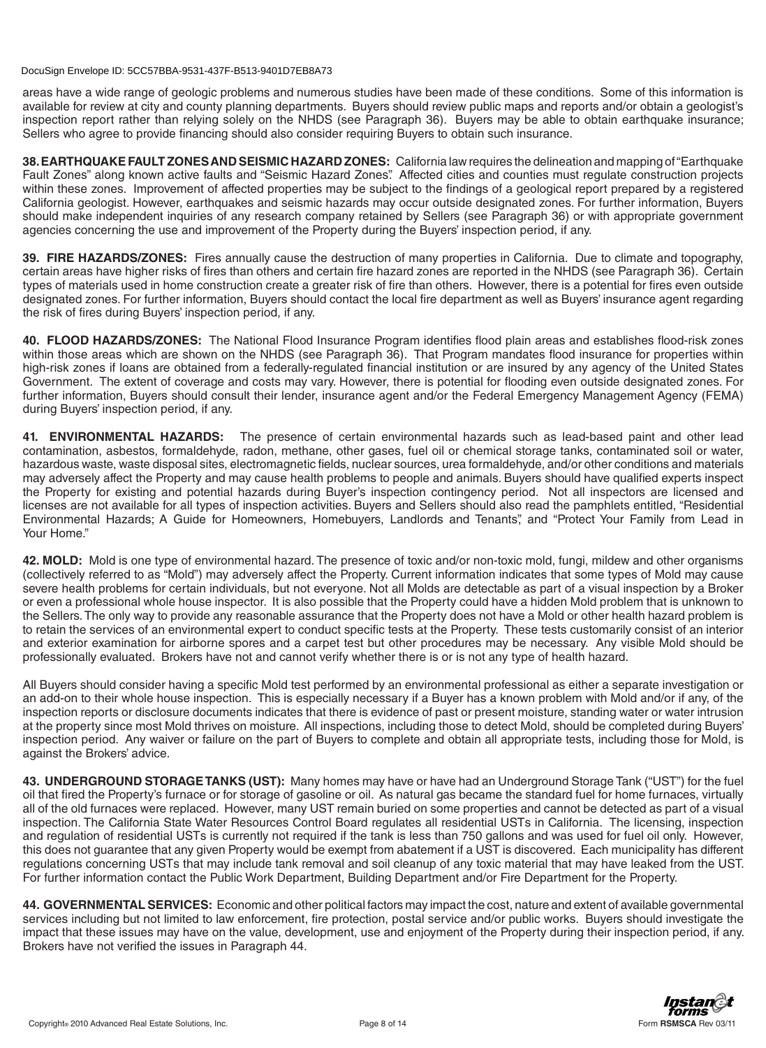areas have a wide range of geologic problems and numerous studies have been made of these conditions. Some of this information is available for review at city and county planning departments. Buyers should review public maps and reports and/or obtain a geologist's inspection report rather than relying solely on the NHDS (see Paragraph 36). Buyers may be able to obtain earthquake insurance; Sellers who agree to provide financing should also consider requiring Buyers to obtain such insurance.

**38. EARTHQUAKE FAULT ZONES AND SEISMIC HAZARD ZONES:** California law requires the delineation and mapping of "Earthquake Fault Zones" along known active faults and "Seismic Hazard Zones". Affected cities and counties must regulate construction projects within these zones. Improvement of affected properties may be subject to the findings of a geological report prepared by a registered California geologist. However, earthquakes and seismic hazards may occur outside designated zones. For further information, Buyers should make independent inquiries of any research company retained by Sellers (see Paragraph 36) or with appropriate government agencies concerning the use and improvement of the Property during the Buyers' inspection period, if any.

**39. FIRE HAZARDS/ZONES:** Fires annually cause the destruction of many properties in California. Due to climate and topography, certain areas have higher risks of fires than others and certain fire hazard zones are reported in the NHDS (see Paragraph 36). Certain types of materials used in home construction create a greater risk of fire than others. However, there is a potential for fires even outside designated zones. For further information, Buyers should contact the local fire department as well as Buyers' insurance agent regarding the risk of fires during Buyers' inspection period, if any.

**40. FLOOD HAZARDS/ZONES:** The National Flood Insurance Program identifies flood plain areas and establishes flood-risk zones within those areas which are shown on the NHDS (see Paragraph 36). That Program mandates flood insurance for properties within high-risk zones if loans are obtained from a federally-regulated financial institution or are insured by any agency of the United States Government. The extent of coverage and costs may vary. However, there is potential for flooding even outside designated zones. For further information, Buyers should consult their lender, insurance agent and/or the Federal Emergency Management Agency (FEMA) during Buyers' inspection period, if any.

**41. ENVIRONMENTAL HAZARDS:** The presence of certain environmental hazards such as lead-based paint and other lead contamination, asbestos, formaldehyde, radon, methane, other gases, fuel oil or chemical storage tanks, contaminated soil or water, hazardous waste, waste disposal sites, electromagnetic fields, nuclear sources, urea formaldehyde, and/or other conditions and materials may adversely affect the Property and may cause health problems to people and animals. Buyers should have qualified experts inspect the Property for existing and potential hazards during Buyer's inspection contingency period. Not all inspectors are licensed and licenses are not available for all types of inspection activities. Buyers and Sellers should also read the pamphlets entitled, "Residential Environmental Hazards; A Guide for Homeowners, Homebuyers, Landlords and Tenants", and "Protect Your Family from Lead in Your Home."

**42. MOLD:** Mold is one type of environmental hazard. The presence of toxic and/or non-toxic mold, fungi, mildew and other organisms (collectively referred to as "Mold") may adversely affect the Property. Current information indicates that some types of Mold may cause severe health problems for certain individuals, but not everyone. Not all Molds are detectable as part of a visual inspection by a Broker or even a professional whole house inspector. It is also possible that the Property could have a hidden Mold problem that is unknown to the Sellers. The only way to provide any reasonable assurance that the Property does not have a Mold or other health hazard problem is to retain the services of an environmental expert to conduct specific tests at the Property. These tests customarily consist of an interior and exterior examination for airborne spores and a carpet test but other procedures may be necessary. Any visible Mold should be professionally evaluated. Brokers have not and cannot verify whether there is or is not any type of health hazard.

All Buyers should consider having a specific Mold test performed by an environmental professional as either a separate investigation or an add-on to their whole house inspection. This is especially necessary if a Buyer has a known problem with Mold and/or if any, of the inspection reports or disclosure documents indicates that there is evidence of past or present moisture, standing water or water intrusion at the property since most Mold thrives on moisture. All inspections, including those to detect Mold, should be completed during Buyers' inspection period. Any waiver or failure on the part of Buyers to complete and obtain all appropriate tests, including those for Mold, is against the Brokers' advice.

**43. UNDERGROUND STORAGE TANKS (UST):** Many homes may have or have had an Underground Storage Tank ("UST") for the fuel oil that fired the Property's furnace or for storage of gasoline or oil. As natural gas became the standard fuel for home furnaces, virtually all of the old furnaces were replaced. However, many UST remain buried on some properties and cannot be detected as part of a visual inspection. The California State Water Resources Control Board regulates all residential USTs in California. The licensing, inspection and regulation of residential USTs is currently not required if the tank is less than 750 gallons and was used for fuel oil only. However, this does not guarantee that any given Property would be exempt from abatement if a UST is discovered. Each municipality has different regulations concerning USTs that may include tank removal and soil cleanup of any toxic material that may have leaked from the UST. For further information contact the Public Work Department, Building Department and/or Fire Department for the Property.

**44. GOVERNMENTAL SERVICES:** Economic and other political factors may impact the cost, nature and extent of available governmental services including but not limited to law enforcement, fire protection, postal service and/or public works. Buyers should investigate the impact that these issues may have on the value, development, use and enjoyment of the Property during their inspection period, if any. Brokers have not verified the issues in Paragraph 44.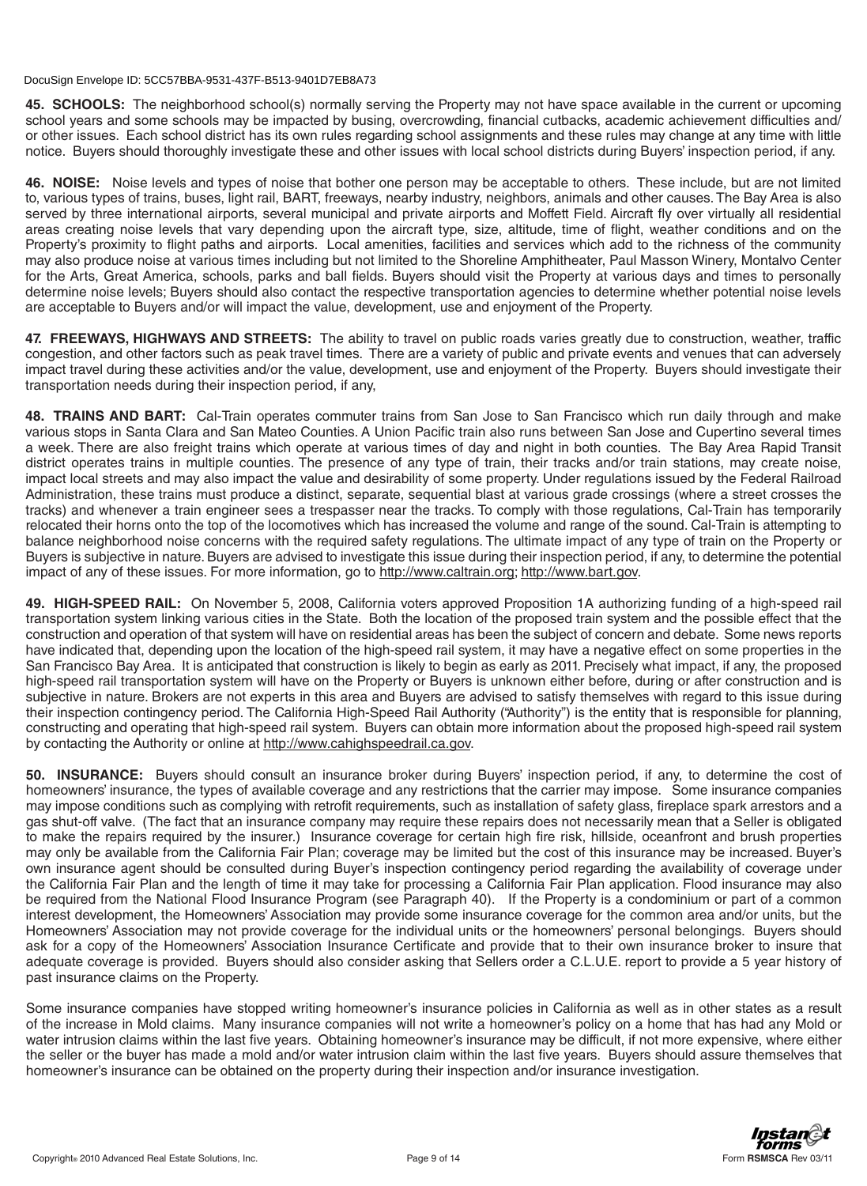**45. SCHOOLS:** The neighborhood school(s) normally serving the Property may not have space available in the current or upcoming school years and some schools may be impacted by busing, overcrowding, financial cutbacks, academic achievement difficulties and/or other issues. Each school district has its own rules regarding school assignments and these rules may change at any time with little notice. Buyers should thoroughly investigate these and other issues with local school districts during Buyers' inspection period, if any.

**46. NOISE:** Noise levels and types of noise that bother one person may be acceptable to others. These include, but are not limited to, various types of trains, buses, light rail, BART, freeways, nearby industry, neighbors, animals and other causes. The Bay Area is also served by three international airports, several municipal and private airports and Moffett Field. Aircraft fly over virtually all residential areas creating noise levels that vary depending upon the aircraft type, size, altitude, time of flight, weather conditions and on the Property's proximity to flight paths and airports. Local amenities, facilities and services which add to the richness of the community may also produce noise at various times including but not limited to the Shoreline Amphitheater, Paul Masson Winery, Montalvo Center for the Arts, Great America, schools, parks and ball fields. Buyers should visit the Property at various days and times to personally determine noise levels; Buyers should also contact the respective transportation agencies to determine whether potential noise levels are acceptable to Buyers and/or will impact the value, development, use and enjoyment of the Property.

**47. FREEWAYS, HIGHWAYS AND STREETS:** The ability to travel on public roads varies greatly due to construction, weather, traffic congestion, and other factors such as peak travel times. There are a variety of public and private events and venues that can adversely impact travel during these activities and/or the value, development, use and enjoyment of the Property. Buyers should investigate their transportation needs during their inspection period, if any,

**48. TRAINS AND BART:** Cal-Train operates commuter trains from San Jose to San Francisco which run daily through and make various stops in Santa Clara and San Mateo Counties. A Union Pacific train also runs between San Jose and Cupertino several times a week. There are also freight trains which operate at various times of day and night in both counties. The Bay Area Rapid Transit district operates trains in multiple counties. The presence of any type of train, their tracks and/or train stations, may create noise, impact local streets and may also impact the value and desirability of some property. Under regulations issued by the Federal Railroad Administration, these trains must produce a distinct, separate, sequential blast at various grade crossings (where a street crosses the tracks) and whenever a train engineer sees a trespasser near the tracks. To comply with those regulations, Cal-Train has temporarily relocated their horns onto the top of the locomotives which has increased the volume and range of the sound. Cal-Train is attempting to balance neighborhood noise concerns with the required safety regulations. The ultimate impact of any type of train on the Property or Buyers is subjective in nature. Buyers are advised to investigate this issue during their inspection period, if any, to determine the potential impact of any of these issues. For more information, go to http://www.caltrain.org; http://www.bart.gov.

**49. HIGH-SPEED RAIL:** On November 5, 2008, California voters approved Proposition 1A authorizing funding of a high-speed rail transportation system linking various cities in the State. Both the location of the proposed train system and the possible effect that the construction and operation of that system will have on residential areas has been the subject of concern and debate. Some news reports have indicated that, depending upon the location of the high-speed rail system, it may have a negative effect on some properties in the San Francisco Bay Area. It is anticipated that construction is likely to begin as early as 2011. Precisely what impact, if any, the proposed high-speed rail transportation system will have on the Property or Buyers is unknown either before, during or after construction and is subjective in nature. Brokers are not experts in this area and Buyers are advised to satisfy themselves with regard to this issue during their inspection contingency period. The California High-Speed Rail Authority ("Authority") is the entity that is responsible for planning, constructing and operating that high-speed rail system. Buyers can obtain more information about the proposed high-speed rail system by contacting the Authority or online at http://www.cahighspeedrail.ca.gov.

**50. INSURANCE:** Buyers should consult an insurance broker during Buyers' inspection period, if any, to determine the cost of homeowners' insurance, the types of available coverage and any restrictions that the carrier may impose. Some insurance companies may impose conditions such as complying with retrofit requirements, such as installation of safety glass, fireplace spark arrestors and a gas shut-off valve. (The fact that an insurance company may require these repairs does not necessarily mean that a Seller is obligated to make the repairs required by the insurer.) Insurance coverage for certain high fire risk, hillside, oceanfront and brush properties may only be available from the California Fair Plan; coverage may be limited but the cost of this insurance may be increased. Buyer's own insurance agent should be consulted during Buyer's inspection contingency period regarding the availability of coverage under the California Fair Plan and the length of time it may take for processing a California Fair Plan application. Flood insurance may also be required from the National Flood Insurance Program (see Paragraph 40). If the Property is a condominium or part of a common interest development, the Homeowners' Association may provide some insurance coverage for the common area and/or units, but the Homeowners' Association may not provide coverage for the individual units or the homeowners' personal belongings. Buyers should ask for a copy of the Homeowners' Association Insurance Certificate and provide that to their own insurance broker to insure that adequate coverage is provided. Buyers should also consider asking that Sellers order a C.L.U.E. report to provide a 5 year history of past insurance claims on the Property.

Some insurance companies have stopped writing homeowner's insurance policies in California as well as in other states as a result of the increase in Mold claims. Many insurance companies will not write a homeowner's policy on a home that has had any Mold or water intrusion claims within the last five years. Obtaining homeowner's insurance may be difficult, if not more expensive, where either the seller or the buyer has made a mold and/or water intrusion claim within the last five years. Buyers should assure themselves that homeowner's insurance can be obtained on the property during their inspection and/or insurance investigation.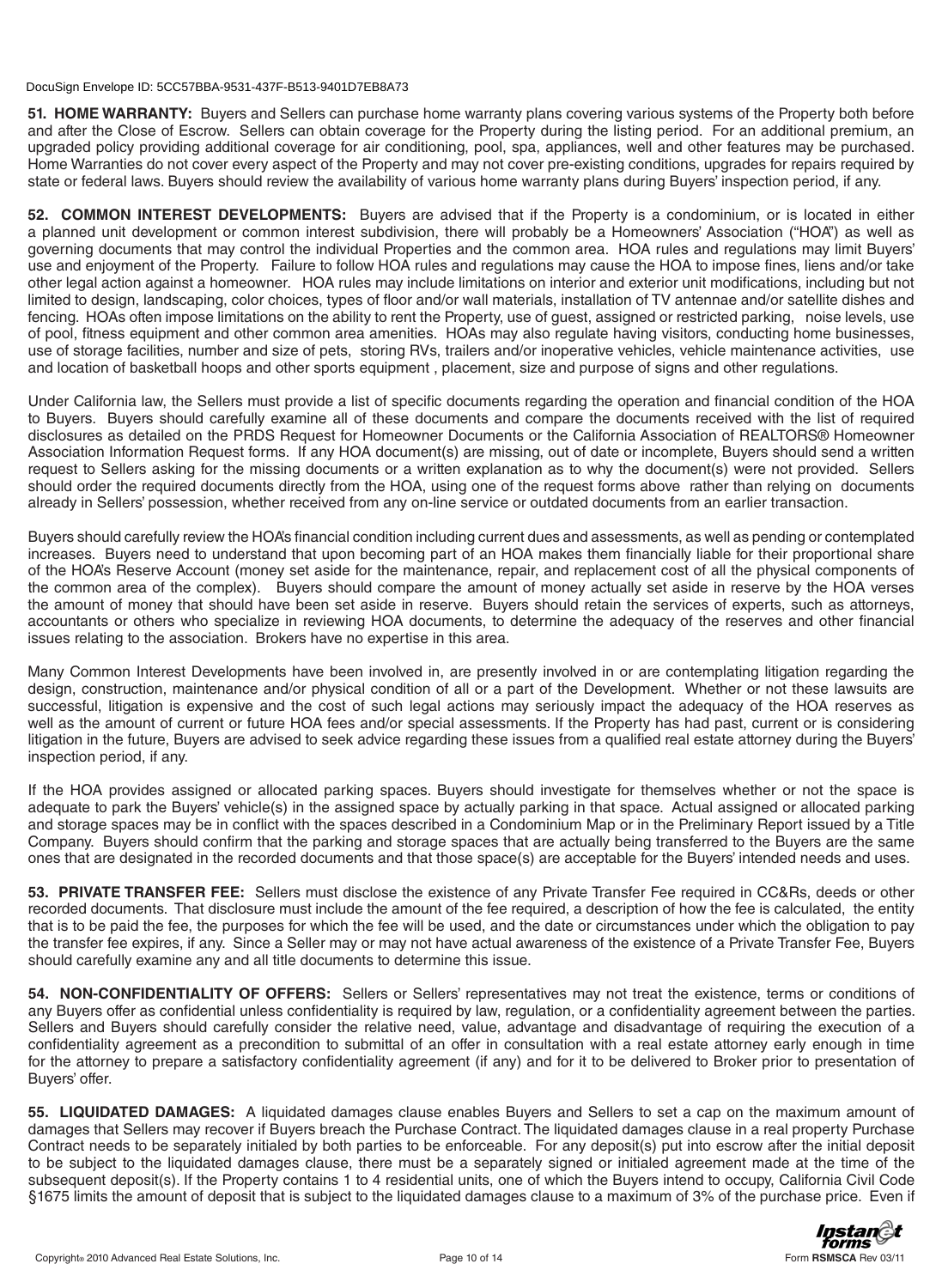**51. HOME WARRANTY:** Buyers and Sellers can purchase home warranty plans covering various systems of the Property both before and after the Close of Escrow. Sellers can obtain coverage for the Property during the listing period. For an additional premium, an upgraded policy providing additional coverage for air conditioning, pool, spa, appliances, well and other features may be purchased. Home Warranties do not cover every aspect of the Property and may not cover pre-existing conditions, upgrades for repairs required by state or federal laws. Buyers should review the availability of various home warranty plans during Buyers' inspection period, if any.

**52. COMMON INTEREST DEVELOPMENTS:** Buyers are advised that if the Property is a condominium, or is located in either a planned unit development or common interest subdivision, there will probably be a Homeowners' Association ("HOA") as well as governing documents that may control the individual Properties and the common area. HOA rules and regulations may limit Buyers' use and enjoyment of the Property. Failure to follow HOA rules and regulations may cause the HOA to impose fines, liens and/or take other legal action against a homeowner. HOA rules may include limitations on interior and exterior unit modifications, including but not limited to design, landscaping, color choices, types of floor and/or wall materials, installation of TV antennae and/or satellite dishes and fencing. HOAs often impose limitations on the ability to rent the Property, use of guest, assigned or restricted parking, noise levels, use of pool, fitness equipment and other common area amenities. HOAs may also regulate having visitors, conducting home businesses, use of storage facilities, number and size of pets, storing RVs, trailers and/or inoperative vehicles, vehicle maintenance activities, use and location of basketball hoops and other sports equipment , placement, size and purpose of signs and other regulations.

Under California law, the Sellers must provide a list of specific documents regarding the operation and financial condition of the HOA to Buyers. Buyers should carefully examine all of these documents and compare the documents received with the list of required disclosures as detailed on the PRDS Request for Homeowner Documents or the California Association of REALTORS® Homeowner Association Information Request forms. If any HOA document(s) are missing, out of date or incomplete, Buyers should send a written request to Sellers asking for the missing documents or a written explanation as to why the document(s) were not provided. Sellers should order the required documents directly from the HOA, using one of the request forms above rather than relying on documents already in Sellers' possession, whether received from any on-line service or outdated documents from an earlier transaction.

Buyers should carefully review the HOA's financial condition including current dues and assessments, as well as pending or contemplated increases. Buyers need to understand that upon becoming part of an HOA makes them financially liable for their proportional share of the HOA's Reserve Account (money set aside for the maintenance, repair, and replacement cost of all the physical components of the common area of the complex). Buyers should compare the amount of money actually set aside in reserve by the HOA verses the amount of money that should have been set aside in reserve. Buyers should retain the services of experts, such as attorneys, accountants or others who specialize in reviewing HOA documents, to determine the adequacy of the reserves and other financial issues relating to the association. Brokers have no expertise in this area.

Many Common Interest Developments have been involved in, are presently involved in or are contemplating litigation regarding the design, construction, maintenance and/or physical condition of all or a part of the Development. Whether or not these lawsuits are successful, litigation is expensive and the cost of such legal actions may seriously impact the adequacy of the HOA reserves as well as the amount of current or future HOA fees and/or special assessments. If the Property has had past, current or is considering litigation in the future, Buyers are advised to seek advice regarding these issues from a qualified real estate attorney during the Buyers' inspection period, if any.

If the HOA provides assigned or allocated parking spaces. Buyers should investigate for themselves whether or not the space is adequate to park the Buyers' vehicle(s) in the assigned space by actually parking in that space. Actual assigned or allocated parking and storage spaces may be in conflict with the spaces described in a Condominium Map or in the Preliminary Report issued by a Title Company. Buyers should confirm that the parking and storage spaces that are actually being transferred to the Buyers are the same ones that are designated in the recorded documents and that those space(s) are acceptable for the Buyers' intended needs and uses.

**53. PRIVATE TRANSFER FEE:** Sellers must disclose the existence of any Private Transfer Fee required in CC&Rs, deeds or other recorded documents. That disclosure must include the amount of the fee required, a description of how the fee is calculated, the entity that is to be paid the fee, the purposes for which the fee will be used, and the date or circumstances under which the obligation to pay the transfer fee expires, if any. Since a Seller may or may not have actual awareness of the existence of a Private Transfer Fee, Buyers should carefully examine any and all title documents to determine this issue.

**54. NON-CONFIDENTIALITY OF OFFERS:** Sellers or Sellers' representatives may not treat the existence, terms or conditions of any Buyers offer as confidential unless confidentiality is required by law, regulation, or a confidentiality agreement between the parties. Sellers and Buyers should carefully consider the relative need, value, advantage and disadvantage of requiring the execution of a confidentiality agreement as a precondition to submittal of an offer in consultation with a real estate attorney early enough in time for the attorney to prepare a satisfactory confidentiality agreement (if any) and for it to be delivered to Broker prior to presentation of Buyers' offer.

**55. LIQUIDATED DAMAGES:** A liquidated damages clause enables Buyers and Sellers to set a cap on the maximum amount of damages that Sellers may recover if Buyers breach the Purchase Contract. The liquidated damages clause in a real property Purchase Contract needs to be separately initialed by both parties to be enforceable. For any deposit(s) put into escrow after the initial deposit to be subject to the liquidated damages clause, there must be a separately signed or initialed agreement made at the time of the subsequent deposit(s). If the Property contains 1 to 4 residential units, one of which the Buyers intend to occupy, California Civil Code §1675 limits the amount of deposit that is subject to the liquidated damages clause to a maximum of 3% of the purchase price. Even if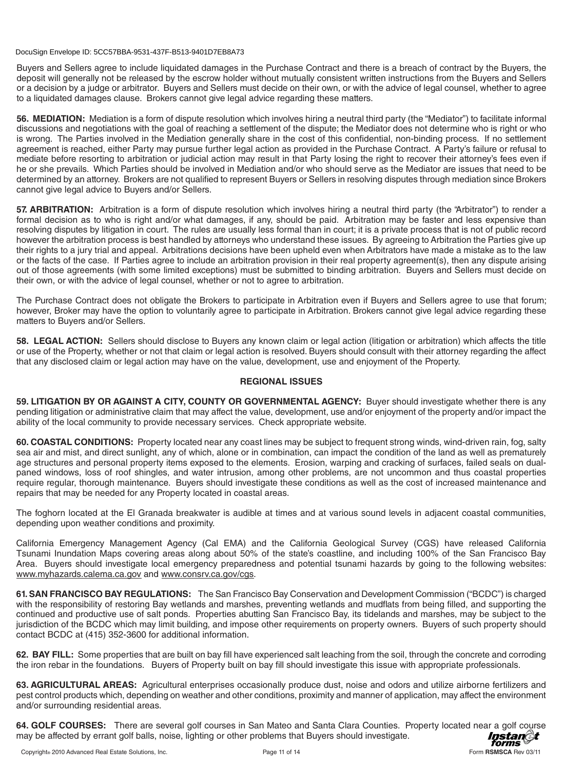Buyers and Sellers agree to include liquidated damages in the Purchase Contract and there is a breach of contract by the Buyers, the deposit will generally not be released by the escrow holder without mutually consistent written instructions from the Buyers and Sellers or a decision by a judge or arbitrator. Buyers and Sellers must decide on their own, or with the advice of legal counsel, whether to agree to a liquidated damages clause. Brokers cannot give legal advice regarding these matters.

**56. MEDIATION:** Mediation is a form of dispute resolution which involves hiring a neutral third party (the "Mediator") to facilitate informal discussions and negotiations with the goal of reaching a settlement of the dispute; the Mediator does not determine who is right or who is wrong. The Parties involved in the Mediation generally share in the cost of this confidential, non-binding process. If no settlement agreement is reached, either Party may pursue further legal action as provided in the Purchase Contract. A Party's failure or refusal to mediate before resorting to arbitration or judicial action may result in that Party losing the right to recover their attorney's fees even if he or she prevails. Which Parties should be involved in Mediation and/or who should serve as the Mediator are issues that need to be determined by an attorney. Brokers are not qualified to represent Buyers or Sellers in resolving disputes through mediation since Brokers cannot give legal advice to Buyers and/or Sellers.

**57. ARBITRATION:** Arbitration is a form of dispute resolution which involves hiring a neutral third party (the "Arbitrator") to render a formal decision as to who is right and/or what damages, if any, should be paid. Arbitration may be faster and less expensive than resolving disputes by litigation in court. The rules are usually less formal than in court; it is a private process that is not of public record however the arbitration process is best handled by attorneys who understand these issues. By agreeing to Arbitration the Parties give up their rights to a jury trial and appeal. Arbitrations decisions have been upheld even when Arbitrators have made a mistake as to the law or the facts of the case. If Parties agree to include an arbitration provision in their real property agreement(s), then any dispute arising out of those agreements (with some limited exceptions) must be submitted to binding arbitration. Buyers and Sellers must decide on their own, or with the advice of legal counsel, whether or not to agree to arbitration.

The Purchase Contract does not obligate the Brokers to participate in Arbitration even if Buyers and Sellers agree to use that forum; however, Broker may have the option to voluntarily agree to participate in Arbitration. Brokers cannot give legal advice regarding these matters to Buyers and/or Sellers.

**58. LEGAL ACTION:** Sellers should disclose to Buyers any known claim or legal action (litigation or arbitration) which affects the title or use of the Property, whether or not that claim or legal action is resolved. Buyers should consult with their attorney regarding the affect that any disclosed claim or legal action may have on the value, development, use and enjoyment of the Property.

## REGIONAL ISSUES

**59. LITIGATION BY OR AGAINST A CITY, COUNTY OR GOVERNMENTAL AGENCY:** Buyer should investigate whether there is any pending litigation or administrative claim that may affect the value, development, use and/or enjoyment of the property and/or impact the ability of the local community to provide necessary services. Check appropriate website.

**60. COASTAL CONDITIONS:** Property located near any coast lines may be subject to frequent strong winds, wind-driven rain, fog, salty sea air and mist, and direct sunlight, any of which, alone or in combination, can impact the condition of the land as well as prematurely age structures and personal property items exposed to the elements. Erosion, warping and cracking of surfaces, failed seals on dual-paned windows, loss of roof shingles, and water intrusion, among other problems, are not uncommon and thus coastal properties require regular, thorough maintenance. Buyers should investigate these conditions as well as the cost of increased maintenance and repairs that may be needed for any Property located in coastal areas.

The foghorn located at the El Granada breakwater is audible at times and at various sound levels in adjacent coastal communities, depending upon weather conditions and proximity.

California Emergency Management Agency (Cal EMA) and the California Geological Survey (CGS) have released California Tsunami Inundation Maps covering areas along about 50% of the state's coastline, and including 100% of the San Francisco Bay Area. Buyers should investigate local emergency preparedness and potential tsunami hazards by going to the following websites: www.myhazards.calema.ca.gov and www.consrv.ca.gov/cgs.

**61. SAN FRANCISCO BAY REGULATIONS:** The San Francisco Bay Conservation and Development Commission ("BCDC") is charged with the responsibility of restoring Bay wetlands and marshes, preventing wetlands and mudflats from being filled, and supporting the continued and productive use of salt ponds. Properties abutting San Francisco Bay, its tidelands and marshes, may be subject to the jurisdiction of the BCDC which may limit building, and impose other requirements on property owners. Buyers of such property should contact BCDC at (415) 352-3600 for additional information.

**62. BAY FILL:** Some properties that are built on bay fill have experienced salt leaching from the soil, through the concrete and corroding the iron rebar in the foundations. Buyers of Property built on bay fill should investigate this issue with appropriate professionals.

**63. AGRICULTURAL AREAS:** Agricultural enterprises occasionally produce dust, noise and odors and utilize airborne fertilizers and pest control products which, depending on weather and other conditions, proximity and manner of application, may affect the environment and/or surrounding residential areas.

**64. GOLF COURSES:** There are several golf courses in San Mateo and Santa Clara Counties. Property located near a golf course may be affected by errant golf balls, noise, lighting or other problems that Buyers should investigate.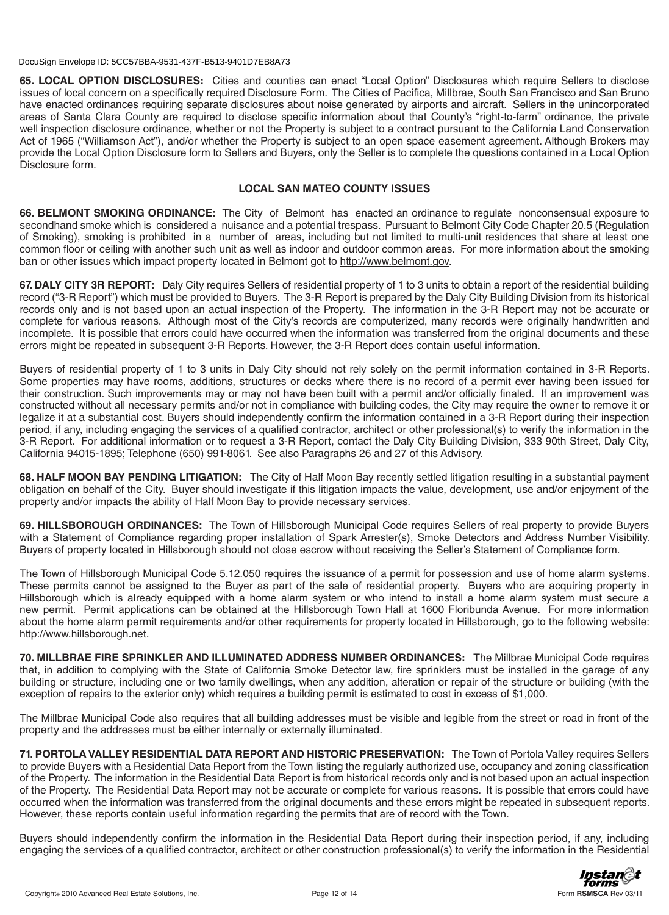**65. LOCAL OPTION DISCLOSURES:** Cities and counties can enact "Local Option" Disclosures which require Sellers to disclose issues of local concern on a specifically required Disclosure Form. The Cities of Pacifica, Millbrae, South San Francisco and San Bruno have enacted ordinances requiring separate disclosures about noise generated by airports and aircraft. Sellers in the unincorporated areas of Santa Clara County are required to disclose specific information about that County's "right-to-farm" ordinance, the private well inspection disclosure ordinance, whether or not the Property is subject to a contract pursuant to the California Land Conservation Act of 1965 ("Williamson Act"), and/or whether the Property is subject to an open space easement agreement. Although Brokers may provide the Local Option Disclosure form to Sellers and Buyers, only the Seller is to complete the questions contained in a Local Option Disclosure form.

## LOCAL SAN MATEO COUNTY ISSUES

**66. BELMONT SMOKING ORDINANCE:** The City of Belmont has enacted an ordinance to regulate nonconsensual exposure to secondhand smoke which is considered a nuisance and a potential trespass. Pursuant to Belmont City Code Chapter 20.5 (Regulation of Smoking), smoking is prohibited in a number of areas, including but not limited to multi-unit residences that share at least one common floor or ceiling with another such unit as well as indoor and outdoor common areas. For more information about the smoking ban or other issues which impact property located in Belmont got to http://www.belmont.gov.

**67. DALY CITY 3R REPORT:** Daly City requires Sellers of residential property of 1 to 3 units to obtain a report of the residential building record ("3-R Report") which must be provided to Buyers. The 3-R Report is prepared by the Daly City Building Division from its historical records only and is not based upon an actual inspection of the Property. The information in the 3-R Report may not be accurate or complete for various reasons. Although most of the City's records are computerized, many records were originally handwritten and incomplete. It is possible that errors could have occurred when the information was transferred from the original documents and these errors might be repeated in subsequent 3-R Reports. However, the 3-R Report does contain useful information.

Buyers of residential property of 1 to 3 units in Daly City should not rely solely on the permit information contained in 3-R Reports. Some properties may have rooms, additions, structures or decks where there is no record of a permit ever having been issued for their construction. Such improvements may or may not have been built with a permit and/or officially finaled. If an improvement was constructed without all necessary permits and/or not in compliance with building codes, the City may require the owner to remove it or legalize it at a substantial cost. Buyers should independently confirm the information contained in a 3-R Report during their inspection period, if any, including engaging the services of a qualified contractor, architect or other professional(s) to verify the information in the 3-R Report. For additional information or to request a 3-R Report, contact the Daly City Building Division, 333 90th Street, Daly City, California 94015-1895; Telephone (650) 991-8061. See also Paragraphs 26 and 27 of this Advisory.

**68. HALF MOON BAY PENDING LITIGATION:** The City of Half Moon Bay recently settled litigation resulting in a substantial payment obligation on behalf of the City. Buyer should investigate if this litigation impacts the value, development, use and/or enjoyment of the property and/or impacts the ability of Half Moon Bay to provide necessary services.

**69. HILLSBOROUGH ORDINANCES:** The Town of Hillsborough Municipal Code requires Sellers of real property to provide Buyers with a Statement of Compliance regarding proper installation of Spark Arrester(s), Smoke Detectors and Address Number Visibility. Buyers of property located in Hillsborough should not close escrow without receiving the Seller's Statement of Compliance form.

The Town of Hillsborough Municipal Code 5.12.050 requires the issuance of a permit for possession and use of home alarm systems. These permits cannot be assigned to the Buyer as part of the sale of residential property. Buyers who are acquiring property in Hillsborough which is already equipped with a home alarm system or who intend to install a home alarm system must secure a new permit. Permit applications can be obtained at the Hillsborough Town Hall at 1600 Floribunda Avenue. For more information about the home alarm permit requirements and/or other requirements for property located in Hillsborough, go to the following website: http://www.hillsborough.net.

**70. MILLBRAE FIRE SPRINKLER AND ILLUMINATED ADDRESS NUMBER ORDINANCES:** The Millbrae Municipal Code requires that, in addition to complying with the State of California Smoke Detector law, fire sprinklers must be installed in the garage of any building or structure, including one or two family dwellings, when any addition, alteration or repair of the structure or building (with the exception of repairs to the exterior only) which requires a building permit is estimated to cost in excess of $1,000.

The Millbrae Municipal Code also requires that all building addresses must be visible and legible from the street or road in front of the property and the addresses must be either internally or externally illuminated.

**71. PORTOLA VALLEY RESIDENTIAL DATA REPORT AND HISTORIC PRESERVATION:** The Town of Portola Valley requires Sellers to provide Buyers with a Residential Data Report from the Town listing the regularly authorized use, occupancy and zoning classification of the Property. The information in the Residential Data Report is from historical records only and is not based upon an actual inspection of the Property. The Residential Data Report may not be accurate or complete for various reasons. It is possible that errors could have occurred when the information was transferred from the original documents and these errors might be repeated in subsequent reports. However, these reports contain useful information regarding the permits that are of record with the Town.

Buyers should independently confirm the information in the Residential Data Report during their inspection period, if any, including engaging the services of a qualified contractor, architect or other construction professional(s) to verify the information in the Residential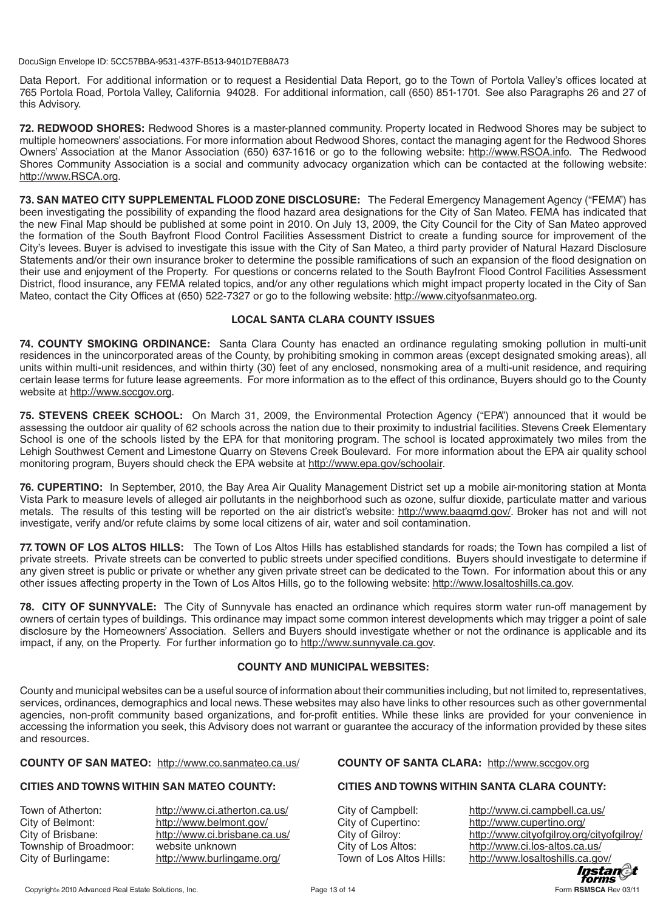Data Report. For additional information or to request a Residential Data Report, go to the Town of Portola Valley's offices located at 765 Portola Road, Portola Valley, California 94028. For additional information, call (650) 851-1701. See also Paragraphs 26 and 27 of this Advisory.

**72. REDWOOD SHORES:** Redwood Shores is a master-planned community. Property located in Redwood Shores may be subject to multiple homeowners' associations. For more information about Redwood Shores, contact the managing agent for the Redwood Shores Owners' Association at the Manor Association (650) 637-1616 or go to the following website: http://www.RSOA.info. The Redwood Shores Community Association is a social and community advocacy organization which can be contacted at the following website: http://www.RSCA.org.

**73. SAN MATEO CITY SUPPLEMENTAL FLOOD ZONE DISCLOSURE:** The Federal Emergency Management Agency ("FEMA") has been investigating the possibility of expanding the flood hazard area designations for the City of San Mateo. FEMA has indicated that the new Final Map should be published at some point in 2010. On July 13, 2009, the City Council for the City of San Mateo approved the formation of the South Bayfront Flood Control Facilities Assessment District to create a funding source for improvement of the City's levees. Buyer is advised to investigate this issue with the City of San Mateo, a third party provider of Natural Hazard Disclosure Statements and/or their own insurance broker to determine the possible ramifications of such an expansion of the flood designation on their use and enjoyment of the Property. For questions or concerns related to the South Bayfront Flood Control Facilities Assessment District, flood insurance, any FEMA related topics, and/or any other regulations which might impact property located in the City of San Mateo, contact the City Offices at (650) 522-7327 or go to the following website: http://www.cityofsanmateo.org.

## LOCAL SANTA CLARA COUNTY ISSUES

**74. COUNTY SMOKING ORDINANCE:** Santa Clara County has enacted an ordinance regulating smoking pollution in multi-unit residences in the unincorporated areas of the County, by prohibiting smoking in common areas (except designated smoking areas), all units within multi-unit residences, and within thirty (30) feet of any enclosed, nonsmoking area of a multi-unit residence, and requiring certain lease terms for future lease agreements. For more information as to the effect of this ordinance, Buyers should go to the County website at http://www.sccgov.org.

**75. STEVENS CREEK SCHOOL:** On March 31, 2009, the Environmental Protection Agency ("EPA") announced that it would be assessing the outdoor air quality of 62 schools across the nation due to their proximity to industrial facilities. Stevens Creek Elementary School is one of the schools listed by the EPA for that monitoring program. The school is located approximately two miles from the Lehigh Southwest Cement and Limestone Quarry on Stevens Creek Boulevard. For more information about the EPA air quality school monitoring program, Buyers should check the EPA website at http://www.epa.gov/schoolair.

**76. CUPERTINO:** In September, 2010, the Bay Area Air Quality Management District set up a mobile air-monitoring station at Monta Vista Park to measure levels of alleged air pollutants in the neighborhood such as ozone, sulfur dioxide, particulate matter and various metals. The results of this testing will be reported on the air district's website: http://www.baaqmd.gov/. Broker has not and will not investigate, verify and/or refute claims by some local citizens of air, water and soil contamination.

**77. TOWN OF LOS ALTOS HILLS:** The Town of Los Altos Hills has established standards for roads; the Town has compiled a list of private streets. Private streets can be converted to public streets under specified conditions. Buyers should investigate to determine if any given street is public or private or whether any given private street can be dedicated to the Town. For information about this or any other issues affecting property in the Town of Los Altos Hills, go to the following website: http://www.losaltoshills.ca.gov.

**78. CITY OF SUNNYVALE:** The City of Sunnyvale has enacted an ordinance which requires storm water run-off management by owners of certain types of buildings. This ordinance may impact some common interest developments which may trigger a point of sale disclosure by the Homeowners' Association. Sellers and Buyers should investigate whether or not the ordinance is applicable and its impact, if any, on the Property. For further information go to http://www.sunnyvale.ca.gov.

## COUNTY AND MUNICIPAL WEBSITES:

County and municipal websites can be a useful source of information about their communities including, but not limited to, representatives, services, ordinances, demographics and local news. These websites may also have links to other resources such as other governmental agencies, non-profit community based organizations, and for-profit entities. While these links are provided for your convenience in accessing the information you seek, this Advisory does not warrant or guarantee the accuracy of the information provided by these sites and resources.

**COUNTY OF SAN MATEO:** http://www.co.sanmateo.ca.us/

**CITIES AND TOWNS WITHIN SAN MATEO COUNTY:**

| | |
|---|---|
| Town of Atherton: | http://www.ci.atherton.ca.us/ |
| City of Belmont: | http://www.belmont.gov/ |
| City of Brisbane: | http://www.ci.brisbane.ca.us/ |
| Township of Broadmoor: | website unknown |
| City of Burlingame: | http://www.burlingame.org/ |

**COUNTY OF SANTA CLARA:** http://www.sccgov.org

**CITIES AND TOWNS WITHIN SANTA CLARA COUNTY:**

| | |
|---|---|
| City of Campbell: | http://www.ci.campbell.ca.us/ |
| City of Cupertino: | http://www.cupertino.org/ |
| City of Gilroy: | http://www.cityofgilroy.org/cityofgilroy/ |
| City of Los Altos: | http://www.ci.los-altos.ca.us/ |
| Town of Los Altos Hills: | http://www.losaltoshills.ca.gov/ |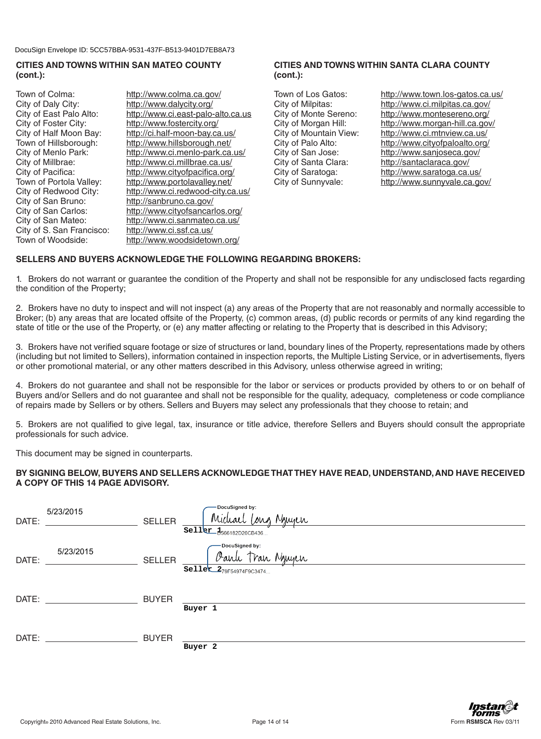DocuSign Envelope ID: 5CC57BBA-9531-437F-B513-9401D7EB8A73

**CITIES AND TOWNS WITHIN SAN MATEO COUNTY (cont.):**

| | |
|---|---|
| Town of Colma: | http://www.colma.ca.gov/ |
| City of Daly City: | http://www.dalycity.org/ |
| City of East Palo Alto: | http://www.ci.east-palo-alto.ca.us |
| City of Foster City: | http://www.fostercity.org/ |
| City of Half Moon Bay: | http://ci.half-moon-bay.ca.us/ |
| Town of Hillsborough: | http://www.hillsborough.net/ |
| City of Menlo Park: | http://www.ci.menlo-park.ca.us/ |
| City of Millbrae: | http://www.ci.millbrae.ca.us/ |
| City of Pacifica: | http://www.cityofpacifica.org/ |
| Town of Portola Valley: | http://www.portolavalley.net/ |
| City of Redwood City: | http://www.ci.redwood-city.ca.us/ |
| City of San Bruno: | http://sanbruno.ca.gov/ |
| City of San Carlos: | http://www.cityofsancarlos.org/ |
| City of San Mateo: | http://www.ci.sanmateo.ca.us/ |
| City of S. San Francisco: | http://www.ci.ssf.ca.us/ |
| Town of Woodside: | http://www.woodsidetown.org/ |

**CITIES AND TOWNS WITHIN SANTA CLARA COUNTY (cont.):**

| | |
|---|---|
| Town of Los Gatos: | http://www.town.los-gatos.ca.us/ |
| City of Milpitas: | http://www.ci.milpitas.ca.gov/ |
| City of Monte Sereno: | http://www.montesereno.org/ |
| City of Morgan Hill: | http://www.morgan-hill.ca.gov/ |
| City of Mountain View: | http://www.ci.mtnview.ca.us/ |
| City of Palo Alto: | http://www.cityofpaloalto.org/ |
| City of San Jose: | http://www.sanjoseca.gov/ |
| City of Santa Clara: | http://santaclaraca.gov/ |
| City of Saratoga: | http://www.saratoga.ca.us/ |
| City of Sunnyvale: | http://www.sunnyvale.ca.gov/ |

**SELLERS AND BUYERS ACKNOWLEDGE THE FOLLOWING REGARDING BROKERS:**

1. Brokers do not warrant or guarantee the condition of the Property and shall not be responsible for any undisclosed facts regarding the condition of the Property;

2. Brokers have no duty to inspect and will not inspect (a) any areas of the Property that are not reasonably and normally accessible to Broker; (b) any areas that are located offsite of the Property, (c) common areas, (d) public records or permits of any kind regarding the state of title or the use of the Property, or (e) any matter affecting or relating to the Property that is described in this Advisory;

3. Brokers have not verified square footage or size of structures or land, boundary lines of the Property, representations made by others (including but not limited to Sellers), information contained in inspection reports, the Multiple Listing Service, or in advertisements, flyers or other promotional material, or any other matters described in this Advisory, unless otherwise agreed in writing;

4. Brokers do not guarantee and shall not be responsible for the labor or services or products provided by others to or on behalf of Buyers and/or Sellers and do not guarantee and shall not be responsible for the quality, adequacy, completeness or code compliance of repairs made by Sellers or by others. Sellers and Buyers may select any professionals that they choose to retain; and

5. Brokers are not qualified to give legal, tax, insurance or title advice, therefore Sellers and Buyers should consult the appropriate professionals for such advice.

This document may be signed in counterparts.

**BY SIGNING BELOW, BUYERS AND SELLERS ACKNOWLEDGE THAT THEY HAVE READ, UNDERSTAND, AND HAVE RECEIVED A COPY OF THIS 14 PAGE ADVISORY.**

DATE: 5/23/2015 SELLER DocuSigned by: Michael Long Nguyen — Seller 1 B566182D26CB436...

DATE: 5/23/2015 SELLER DocuSigned by: Oanh Tran Nguyen — Seller 2 79F54974F9C3474...

DATE: ____________ BUYER ____________ Buyer 1

DATE: ____________ BUYER ____________ Buyer 2

Copyright© 2010 Advanced Real Estate Solutions, Inc. Form RSMSCA Rev 03/11